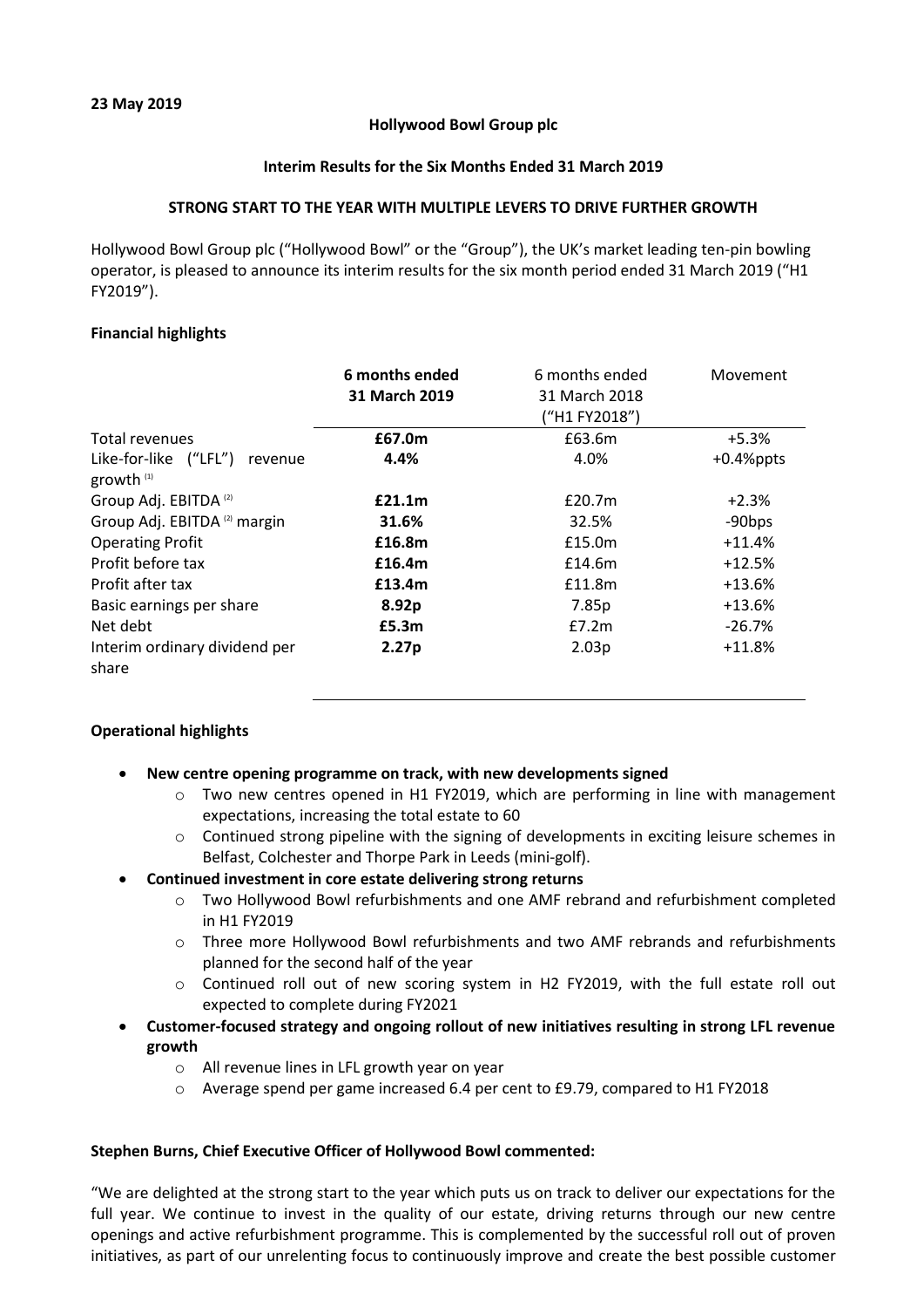**23 May 2019**

**Hollywood Bowl Group plc**

**Interim Results for the Six Months Ended 31 March 2019**

**STRONG START TO THE YEAR WITH MULTIPLE LEVERS TO DRIVE FURTHER GROWTH**

Hollywood Bowl Group plc ("Hollywood Bowl" or the "Group"), the UK's market leading ten-pin bowling operator, is pleased to announce its interim results for the six month period ended 31 March 2019 ("H1 FY2019").

**Financial highlights**

| | **6 months ended 31 March 2019** | 6 months ended 31 March 2018 ("H1 FY2018") | Movement |
|---|---|---|---|
| Total revenues | **£67.0m** | £63.6m | +5.3% |
| Like-for-like ("LFL") revenue growth [(1)] | **4.4%** | 4.0% | +0.4ppts |
| Group Adj. EBITDA [(2)] | **£21.1m** | £20.7m | +2.3% |
| Group Adj. EBITDA [(2)] margin | **31.6%** | 32.5% | -90bps |
| Operating Profit | **£16.8m** | £15.0m | +11.4% |
| Profit before tax | **£16.4m** | £14.6m | +12.5% |
| Profit after tax | **£13.4m** | £11.8m | +13.6% |
| Basic earnings per share | **8.92p** | 7.85p | +13.6% |
| Net debt | **£5.3m** | £7.2m | -26.7% |
| Interim ordinary dividend per share | **2.27p** | 2.03p | +11.8% |

**Operational highlights**

- **New centre opening programme on track, with new developments signed**
  - Two new centres opened in H1 FY2019, which are performing in line with management expectations, increasing the total estate to 60
  - Continued strong pipeline with the signing of developments in exciting leisure schemes in Belfast, Colchester and Thorpe Park in Leeds (mini-golf).
- **Continued investment in core estate delivering strong returns**
  - Two Hollywood Bowl refurbishments and one AMF rebrand and refurbishment completed in H1 FY2019
  - Three more Hollywood Bowl refurbishments and two AMF rebrands and refurbishments planned for the second half of the year
  - Continued roll out of new scoring system in H2 FY2019, with the full estate roll out expected to complete during FY2021
- **Customer-focused strategy and ongoing rollout of new initiatives resulting in strong LFL revenue growth**
  - All revenue lines in LFL growth year on year
  - Average spend per game increased 6.4 per cent to £9.79, compared to H1 FY2018

**Stephen Burns, Chief Executive Officer of Hollywood Bowl commented:**

"We are delighted at the strong start to the year which puts us on track to deliver our expectations for the full year. We continue to invest in the quality of our estate, driving returns through our new centre openings and active refurbishment programme. This is complemented by the successful roll out of proven initiatives, as part of our unrelenting focus to continuously improve and create the best possible customer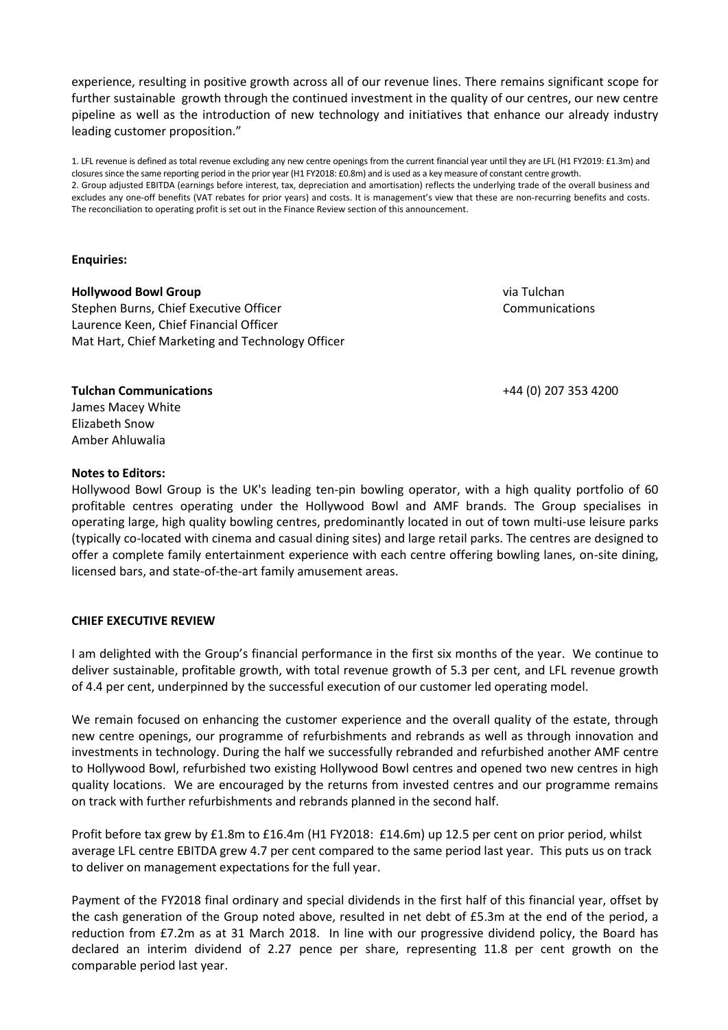experience, resulting in positive growth across all of our revenue lines. There remains significant scope for further sustainable growth through the continued investment in the quality of our centres, our new centre pipeline as well as the introduction of new technology and initiatives that enhance our already industry leading customer proposition."

1. LFL revenue is defined as total revenue excluding any new centre openings from the current financial year until they are LFL (H1 FY2019: £1.3m) and closures since the same reporting period in the prior year (H1 FY2018: £0.8m) and is used as a key measure of constant centre growth.
2. Group adjusted EBITDA (earnings before interest, tax, depreciation and amortisation) reflects the underlying trade of the overall business and excludes any one-off benefits (VAT rebates for prior years) and costs. It is management's view that these are non-recurring benefits and costs. The reconciliation to operating profit is set out in the Finance Review section of this announcement.

**Enquiries:**

**Hollywood Bowl Group** — via Tulchan Communications

Stephen Burns, Chief Executive Officer
Laurence Keen, Chief Financial Officer
Mat Hart, Chief Marketing and Technology Officer

**Tulchan Communications** — +44 (0) 207 353 4200

James Macey White
Elizabeth Snow
Amber Ahluwalia

**Notes to Editors:**

Hollywood Bowl Group is the UK's leading ten-pin bowling operator, with a high quality portfolio of 60 profitable centres operating under the Hollywood Bowl and AMF brands. The Group specialises in operating large, high quality bowling centres, predominantly located in out of town multi-use leisure parks (typically co-located with cinema and casual dining sites) and large retail parks. The centres are designed to offer a complete family entertainment experience with each centre offering bowling lanes, on-site dining, licensed bars, and state-of-the-art family amusement areas.

**CHIEF EXECUTIVE REVIEW**

I am delighted with the Group's financial performance in the first six months of the year. We continue to deliver sustainable, profitable growth, with total revenue growth of 5.3 per cent, and LFL revenue growth of 4.4 per cent, underpinned by the successful execution of our customer led operating model.

We remain focused on enhancing the customer experience and the overall quality of the estate, through new centre openings, our programme of refurbishments and rebrands as well as through innovation and investments in technology. During the half we successfully rebranded and refurbished another AMF centre to Hollywood Bowl, refurbished two existing Hollywood Bowl centres and opened two new centres in high quality locations. We are encouraged by the returns from invested centres and our programme remains on track with further refurbishments and rebrands planned in the second half.

Profit before tax grew by £1.8m to £16.4m (H1 FY2018: £14.6m) up 12.5 per cent on prior period, whilst average LFL centre EBITDA grew 4.7 per cent compared to the same period last year. This puts us on track to deliver on management expectations for the full year.

Payment of the FY2018 final ordinary and special dividends in the first half of this financial year, offset by the cash generation of the Group noted above, resulted in net debt of £5.3m at the end of the period, a reduction from £7.2m as at 31 March 2018. In line with our progressive dividend policy, the Board has declared an interim dividend of 2.27 pence per share, representing 11.8 per cent growth on the comparable period last year.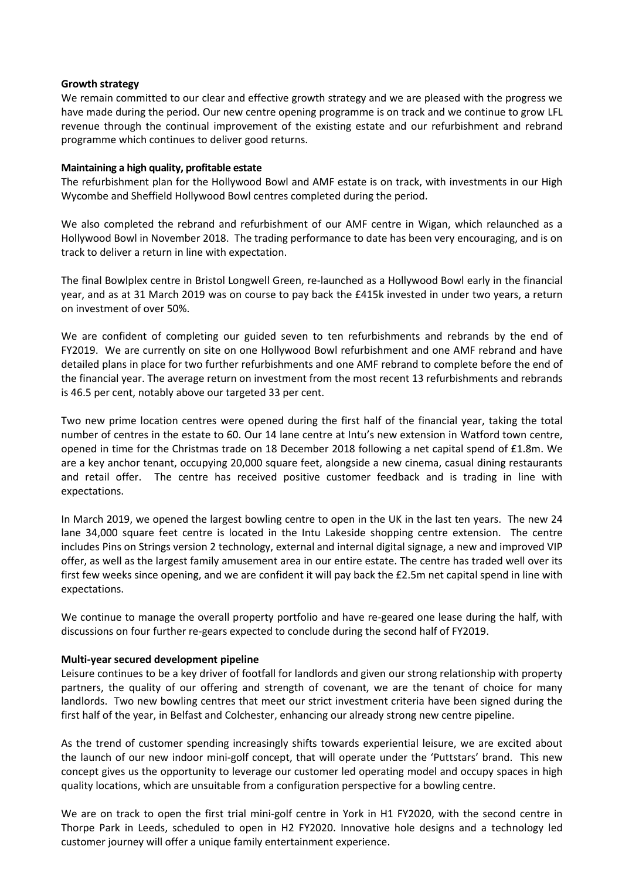**Growth strategy**

We remain committed to our clear and effective growth strategy and we are pleased with the progress we have made during the period. Our new centre opening programme is on track and we continue to grow LFL revenue through the continual improvement of the existing estate and our refurbishment and rebrand programme which continues to deliver good returns.

**Maintaining a high quality, profitable estate**

The refurbishment plan for the Hollywood Bowl and AMF estate is on track, with investments in our High Wycombe and Sheffield Hollywood Bowl centres completed during the period.

We also completed the rebrand and refurbishment of our AMF centre in Wigan, which relaunched as a Hollywood Bowl in November 2018. The trading performance to date has been very encouraging, and is on track to deliver a return in line with expectation.

The final Bowlplex centre in Bristol Longwell Green, re-launched as a Hollywood Bowl early in the financial year, and as at 31 March 2019 was on course to pay back the £415k invested in under two years, a return on investment of over 50%.

We are confident of completing our guided seven to ten refurbishments and rebrands by the end of FY2019. We are currently on site on one Hollywood Bowl refurbishment and one AMF rebrand and have detailed plans in place for two further refurbishments and one AMF rebrand to complete before the end of the financial year. The average return on investment from the most recent 13 refurbishments and rebrands is 46.5 per cent, notably above our targeted 33 per cent.

Two new prime location centres were opened during the first half of the financial year, taking the total number of centres in the estate to 60. Our 14 lane centre at Intu's new extension in Watford town centre, opened in time for the Christmas trade on 18 December 2018 following a net capital spend of £1.8m. We are a key anchor tenant, occupying 20,000 square feet, alongside a new cinema, casual dining restaurants and retail offer. The centre has received positive customer feedback and is trading in line with expectations.

In March 2019, we opened the largest bowling centre to open in the UK in the last ten years. The new 24 lane 34,000 square feet centre is located in the Intu Lakeside shopping centre extension. The centre includes Pins on Strings version 2 technology, external and internal digital signage, a new and improved VIP offer, as well as the largest family amusement area in our entire estate. The centre has traded well over its first few weeks since opening, and we are confident it will pay back the £2.5m net capital spend in line with expectations.

We continue to manage the overall property portfolio and have re-geared one lease during the half, with discussions on four further re-gears expected to conclude during the second half of FY2019.

**Multi-year secured development pipeline**

Leisure continues to be a key driver of footfall for landlords and given our strong relationship with property partners, the quality of our offering and strength of covenant, we are the tenant of choice for many landlords. Two new bowling centres that meet our strict investment criteria have been signed during the first half of the year, in Belfast and Colchester, enhancing our already strong new centre pipeline.

As the trend of customer spending increasingly shifts towards experiential leisure, we are excited about the launch of our new indoor mini-golf concept, that will operate under the 'Puttstars' brand. This new concept gives us the opportunity to leverage our customer led operating model and occupy spaces in high quality locations, which are unsuitable from a configuration perspective for a bowling centre.

We are on track to open the first trial mini-golf centre in York in H1 FY2020, with the second centre in Thorpe Park in Leeds, scheduled to open in H2 FY2020. Innovative hole designs and a technology led customer journey will offer a unique family entertainment experience.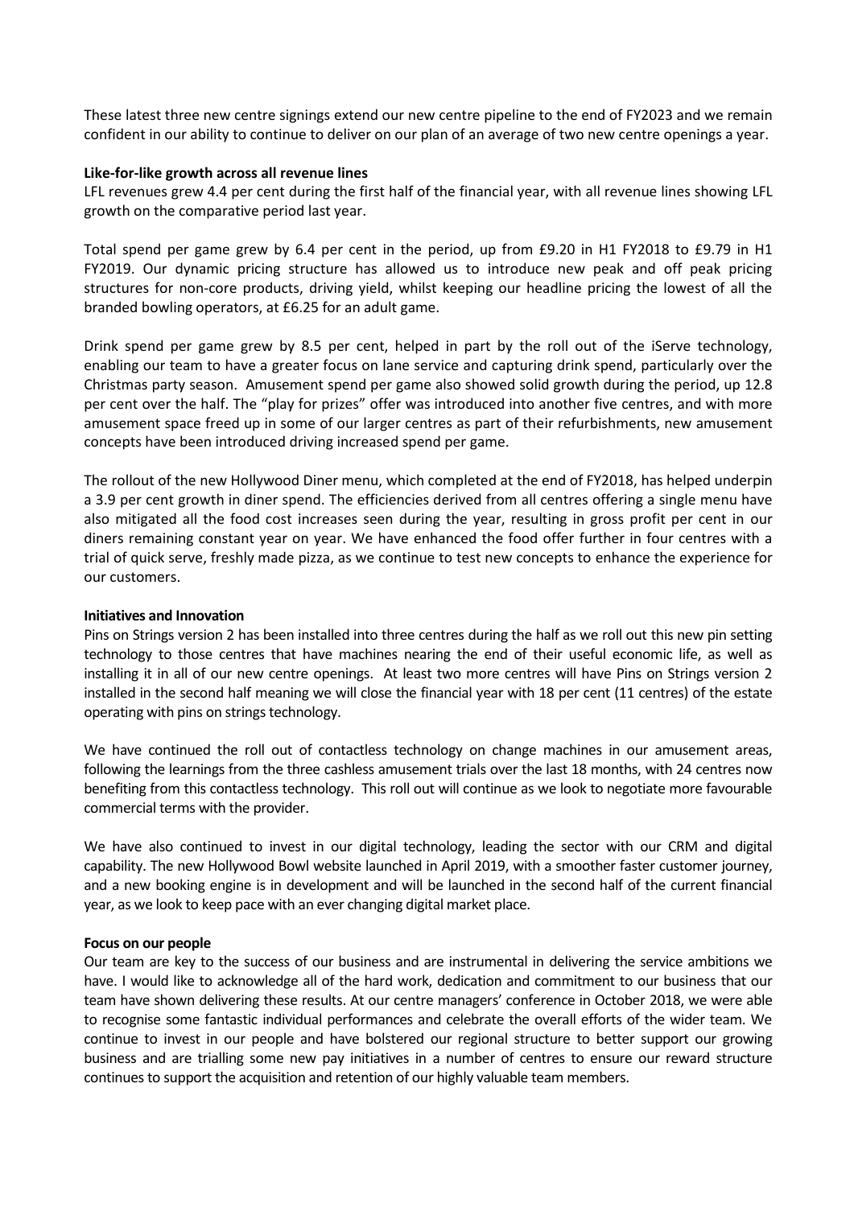These latest three new centre signings extend our new centre pipeline to the end of FY2023 and we remain confident in our ability to continue to deliver on our plan of an average of two new centre openings a year.

**Like-for-like growth across all revenue lines**

LFL revenues grew 4.4 per cent during the first half of the financial year, with all revenue lines showing LFL growth on the comparative period last year.

Total spend per game grew by 6.4 per cent in the period, up from £9.20 in H1 FY2018 to £9.79 in H1 FY2019. Our dynamic pricing structure has allowed us to introduce new peak and off peak pricing structures for non-core products, driving yield, whilst keeping our headline pricing the lowest of all the branded bowling operators, at £6.25 for an adult game.

Drink spend per game grew by 8.5 per cent, helped in part by the roll out of the iServe technology, enabling our team to have a greater focus on lane service and capturing drink spend, particularly over the Christmas party season. Amusement spend per game also showed solid growth during the period, up 12.8 per cent over the half. The "play for prizes" offer was introduced into another five centres, and with more amusement space freed up in some of our larger centres as part of their refurbishments, new amusement concepts have been introduced driving increased spend per game.

The rollout of the new Hollywood Diner menu, which completed at the end of FY2018, has helped underpin a 3.9 per cent growth in diner spend. The efficiencies derived from all centres offering a single menu have also mitigated all the food cost increases seen during the year, resulting in gross profit per cent in our diners remaining constant year on year. We have enhanced the food offer further in four centres with a trial of quick serve, freshly made pizza, as we continue to test new concepts to enhance the experience for our customers.

**Initiatives and Innovation**

Pins on Strings version 2 has been installed into three centres during the half as we roll out this new pin setting technology to those centres that have machines nearing the end of their useful economic life, as well as installing it in all of our new centre openings. At least two more centres will have Pins on Strings version 2 installed in the second half meaning we will close the financial year with 18 per cent (11 centres) of the estate operating with pins on strings technology.

We have continued the roll out of contactless technology on change machines in our amusement areas, following the learnings from the three cashless amusement trials over the last 18 months, with 24 centres now benefiting from this contactless technology. This roll out will continue as we look to negotiate more favourable commercial terms with the provider.

We have also continued to invest in our digital technology, leading the sector with our CRM and digital capability. The new Hollywood Bowl website launched in April 2019, with a smoother faster customer journey, and a new booking engine is in development and will be launched in the second half of the current financial year, as we look to keep pace with an ever changing digital market place.

**Focus on our people**

Our team are key to the success of our business and are instrumental in delivering the service ambitions we have. I would like to acknowledge all of the hard work, dedication and commitment to our business that our team have shown delivering these results. At our centre managers' conference in October 2018, we were able to recognise some fantastic individual performances and celebrate the overall efforts of the wider team. We continue to invest in our people and have bolstered our regional structure to better support our growing business and are trialling some new pay initiatives in a number of centres to ensure our reward structure continues to support the acquisition and retention of our highly valuable team members.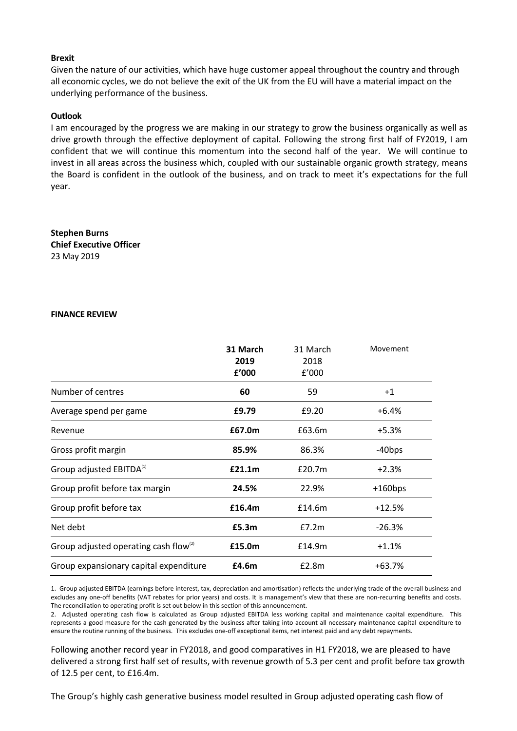**Brexit**

Given the nature of our activities, which have huge customer appeal throughout the country and through all economic cycles, we do not believe the exit of the UK from the EU will have a material impact on the underlying performance of the business.

**Outlook**

I am encouraged by the progress we are making in our strategy to grow the business organically as well as drive growth through the effective deployment of capital. Following the strong first half of FY2019, I am confident that we will continue this momentum into the second half of the year. We will continue to invest in all areas across the business which, coupled with our sustainable organic growth strategy, means the Board is confident in the outlook of the business, and on track to meet it's expectations for the full year.

**Stephen Burns**
**Chief Executive Officer**
23 May 2019

**FINANCE REVIEW**

| | **31 March 2019 £'000** | 31 March 2018 £'000 | Movement |
|---|---|---|---|
| Number of centres | **60** | 59 | +1 |
| Average spend per game | **£9.79** | £9.20 | +6.4% |
| Revenue | **£67.0m** | £63.6m | +5.3% |
| Gross profit margin | **85.9%** | 86.3% | -40bps |
| Group adjusted EBITDA[(1)] | **£21.1m** | £20.7m | +2.3% |
| Group profit before tax margin | **24.5%** | 22.9% | +160bps |
| Group profit before tax | **£16.4m** | £14.6m | +12.5% |
| Net debt | **£5.3m** | £7.2m | -26.3% |
| Group adjusted operating cash flow[(2)] | **£15.0m** | £14.9m | +1.1% |
| Group expansionary capital expenditure | **£4.6m** | £2.8m | +63.7% |

1. Group adjusted EBITDA (earnings before interest, tax, depreciation and amortisation) reflects the underlying trade of the overall business and excludes any one-off benefits (VAT rebates for prior years) and costs. It is management's view that these are non-recurring benefits and costs. The reconciliation to operating profit is set out below in this section of this announcement.
2. Adjusted operating cash flow is calculated as Group adjusted EBITDA less working capital and maintenance capital expenditure. This represents a good measure for the cash generated by the business after taking into account all necessary maintenance capital expenditure to ensure the routine running of the business. This excludes one-off exceptional items, net interest paid and any debt repayments.

Following another record year in FY2018, and good comparatives in H1 FY2018, we are pleased to have delivered a strong first half set of results, with revenue growth of 5.3 per cent and profit before tax growth of 12.5 per cent, to £16.4m.

The Group's highly cash generative business model resulted in Group adjusted operating cash flow of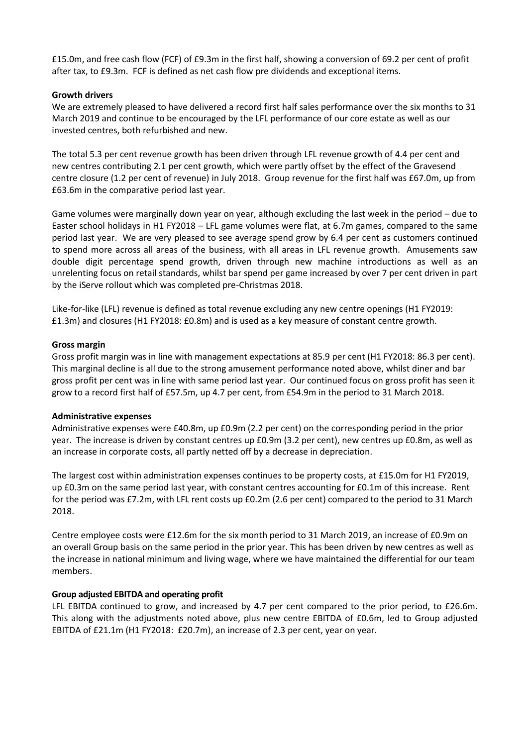£15.0m, and free cash flow (FCF) of £9.3m in the first half, showing a conversion of 69.2 per cent of profit after tax, to £9.3m. FCF is defined as net cash flow pre dividends and exceptional items.

**Growth drivers**

We are extremely pleased to have delivered a record first half sales performance over the six months to 31 March 2019 and continue to be encouraged by the LFL performance of our core estate as well as our invested centres, both refurbished and new.

The total 5.3 per cent revenue growth has been driven through LFL revenue growth of 4.4 per cent and new centres contributing 2.1 per cent growth, which were partly offset by the effect of the Gravesend centre closure (1.2 per cent of revenue) in July 2018. Group revenue for the first half was £67.0m, up from £63.6m in the comparative period last year.

Game volumes were marginally down year on year, although excluding the last week in the period – due to Easter school holidays in H1 FY2018 – LFL game volumes were flat, at 6.7m games, compared to the same period last year. We are very pleased to see average spend grow by 6.4 per cent as customers continued to spend more across all areas of the business, with all areas in LFL revenue growth. Amusements saw double digit percentage spend growth, driven through new machine introductions as well as an unrelenting focus on retail standards, whilst bar spend per game increased by over 7 per cent driven in part by the iServe rollout which was completed pre-Christmas 2018.

Like-for-like (LFL) revenue is defined as total revenue excluding any new centre openings (H1 FY2019: £1.3m) and closures (H1 FY2018: £0.8m) and is used as a key measure of constant centre growth.

**Gross margin**

Gross profit margin was in line with management expectations at 85.9 per cent (H1 FY2018: 86.3 per cent). This marginal decline is all due to the strong amusement performance noted above, whilst diner and bar gross profit per cent was in line with same period last year. Our continued focus on gross profit has seen it grow to a record first half of £57.5m, up 4.7 per cent, from £54.9m in the period to 31 March 2018.

**Administrative expenses**

Administrative expenses were £40.8m, up £0.9m (2.2 per cent) on the corresponding period in the prior year. The increase is driven by constant centres up £0.9m (3.2 per cent), new centres up £0.8m, as well as an increase in corporate costs, all partly netted off by a decrease in depreciation.

The largest cost within administration expenses continues to be property costs, at £15.0m for H1 FY2019, up £0.3m on the same period last year, with constant centres accounting for £0.1m of this increase. Rent for the period was £7.2m, with LFL rent costs up £0.2m (2.6 per cent) compared to the period to 31 March 2018.

Centre employee costs were £12.6m for the six month period to 31 March 2019, an increase of £0.9m on an overall Group basis on the same period in the prior year. This has been driven by new centres as well as the increase in national minimum and living wage, where we have maintained the differential for our team members.

**Group adjusted EBITDA and operating profit**

LFL EBITDA continued to grow, and increased by 4.7 per cent compared to the prior period, to £26.6m. This along with the adjustments noted above, plus new centre EBITDA of £0.6m, led to Group adjusted EBITDA of £21.1m (H1 FY2018: £20.7m), an increase of 2.3 per cent, year on year.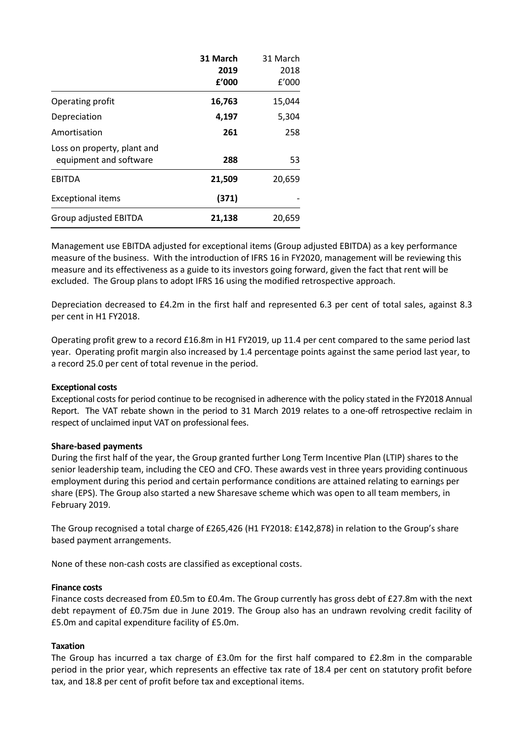| | **31 March 2019 £'000** | 31 March 2018 £'000 |
|---|---|---|
| Operating profit | **16,763** | 15,044 |
| Depreciation | **4,197** | 5,304 |
| Amortisation | **261** | 258 |
| Loss on property, plant and equipment and software | **288** | 53 |
| EBITDA | **21,509** | 20,659 |
| Exceptional items | **(371)** | - |
| Group adjusted EBITDA | **21,138** | 20,659 |

Management use EBITDA adjusted for exceptional items (Group adjusted EBITDA) as a key performance measure of the business. With the introduction of IFRS 16 in FY2020, management will be reviewing this measure and its effectiveness as a guide to its investors going forward, given the fact that rent will be excluded. The Group plans to adopt IFRS 16 using the modified retrospective approach.

Depreciation decreased to £4.2m in the first half and represented 6.3 per cent of total sales, against 8.3 per cent in H1 FY2018.

Operating profit grew to a record £16.8m in H1 FY2019, up 11.4 per cent compared to the same period last year. Operating profit margin also increased by 1.4 percentage points against the same period last year, to a record 25.0 per cent of total revenue in the period.

**Exceptional costs**

Exceptional costs for period continue to be recognised in adherence with the policy stated in the FY2018 Annual Report. The VAT rebate shown in the period to 31 March 2019 relates to a one-off retrospective reclaim in respect of unclaimed input VAT on professional fees.

**Share-based payments**

During the first half of the year, the Group granted further Long Term Incentive Plan (LTIP) shares to the senior leadership team, including the CEO and CFO. These awards vest in three years providing continuous employment during this period and certain performance conditions are attained relating to earnings per share (EPS). The Group also started a new Sharesave scheme which was open to all team members, in February 2019.

The Group recognised a total charge of £265,426 (H1 FY2018: £142,878) in relation to the Group's share based payment arrangements.

None of these non-cash costs are classified as exceptional costs.

**Finance costs**

Finance costs decreased from £0.5m to £0.4m. The Group currently has gross debt of £27.8m with the next debt repayment of £0.75m due in June 2019. The Group also has an undrawn revolving credit facility of £5.0m and capital expenditure facility of £5.0m.

**Taxation**

The Group has incurred a tax charge of £3.0m for the first half compared to £2.8m in the comparable period in the prior year, which represents an effective tax rate of 18.4 per cent on statutory profit before tax, and 18.8 per cent of profit before tax and exceptional items.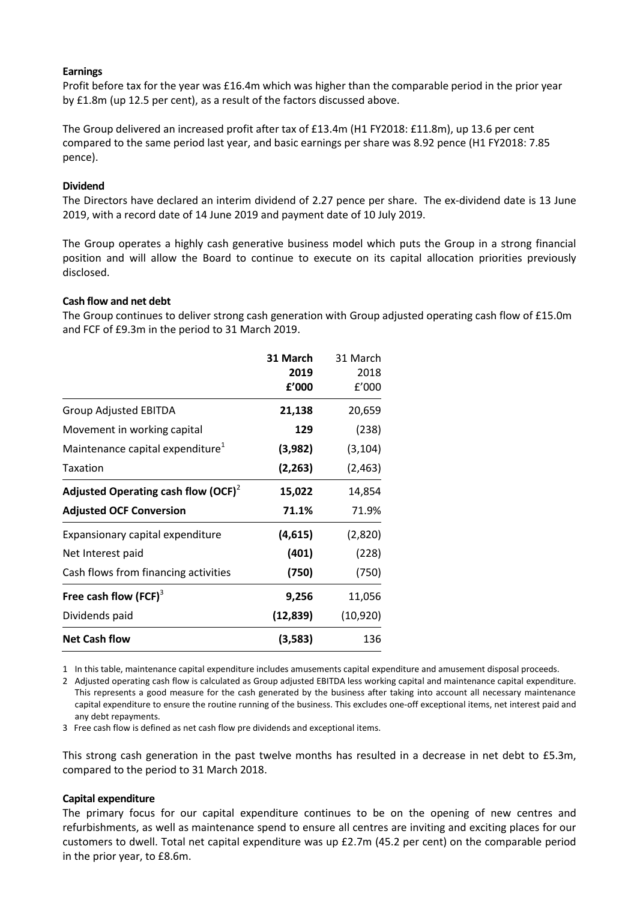**Earnings**

Profit before tax for the year was £16.4m which was higher than the comparable period in the prior year by £1.8m (up 12.5 per cent), as a result of the factors discussed above.

The Group delivered an increased profit after tax of £13.4m (H1 FY2018: £11.8m), up 13.6 per cent compared to the same period last year, and basic earnings per share was 8.92 pence (H1 FY2018: 7.85 pence).

**Dividend**

The Directors have declared an interim dividend of 2.27 pence per share. The ex-dividend date is 13 June 2019, with a record date of 14 June 2019 and payment date of 10 July 2019.

The Group operates a highly cash generative business model which puts the Group in a strong financial position and will allow the Board to continue to execute on its capital allocation priorities previously disclosed.

**Cash flow and net debt**

The Group continues to deliver strong cash generation with Group adjusted operating cash flow of £15.0m and FCF of £9.3m in the period to 31 March 2019.

| | **31 March 2019 £'000** | 31 March 2018 £'000 |
|---|---|---|
| Group Adjusted EBITDA | **21,138** | 20,659 |
| Movement in working capital | **129** | (238) |
| Maintenance capital expenditure[1] | **(3,982)** | (3,104) |
| Taxation | **(2,263)** | (2,463) |
| **Adjusted Operating cash flow (OCF)[2]** | **15,022** | 14,854 |
| **Adjusted OCF Conversion** | **71.1%** | 71.9% |
| Expansionary capital expenditure | **(4,615)** | (2,820) |
| Net Interest paid | **(401)** | (228) |
| Cash flows from financing activities | **(750)** | (750) |
| **Free cash flow (FCF)[3]** | **9,256** | 11,056 |
| Dividends paid | **(12,839)** | (10,920) |
| **Net Cash flow** | **(3,583)** | 136 |

1 In this table, maintenance capital expenditure includes amusements capital expenditure and amusement disposal proceeds.

2 Adjusted operating cash flow is calculated as Group adjusted EBITDA less working capital and maintenance capital expenditure. This represents a good measure for the cash generated by the business after taking into account all necessary maintenance capital expenditure to ensure the routine running of the business. This excludes one-off exceptional items, net interest paid and any debt repayments.

3 Free cash flow is defined as net cash flow pre dividends and exceptional items.

This strong cash generation in the past twelve months has resulted in a decrease in net debt to £5.3m, compared to the period to 31 March 2018.

**Capital expenditure**

The primary focus for our capital expenditure continues to be on the opening of new centres and refurbishments, as well as maintenance spend to ensure all centres are inviting and exciting places for our customers to dwell. Total net capital expenditure was up £2.7m (45.2 per cent) on the comparable period in the prior year, to £8.6m.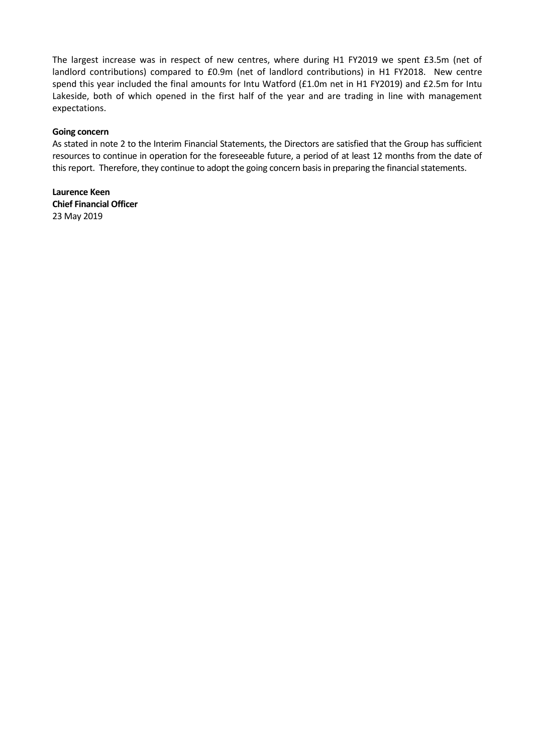The largest increase was in respect of new centres, where during H1 FY2019 we spent £3.5m (net of landlord contributions) compared to £0.9m (net of landlord contributions) in H1 FY2018. New centre spend this year included the final amounts for Intu Watford (£1.0m net in H1 FY2019) and £2.5m for Intu Lakeside, both of which opened in the first half of the year and are trading in line with management expectations.

**Going concern**

As stated in note 2 to the Interim Financial Statements, the Directors are satisfied that the Group has sufficient resources to continue in operation for the foreseeable future, a period of at least 12 months from the date of this report. Therefore, they continue to adopt the going concern basis in preparing the financial statements.

**Laurence Keen**
**Chief Financial Officer**
23 May 2019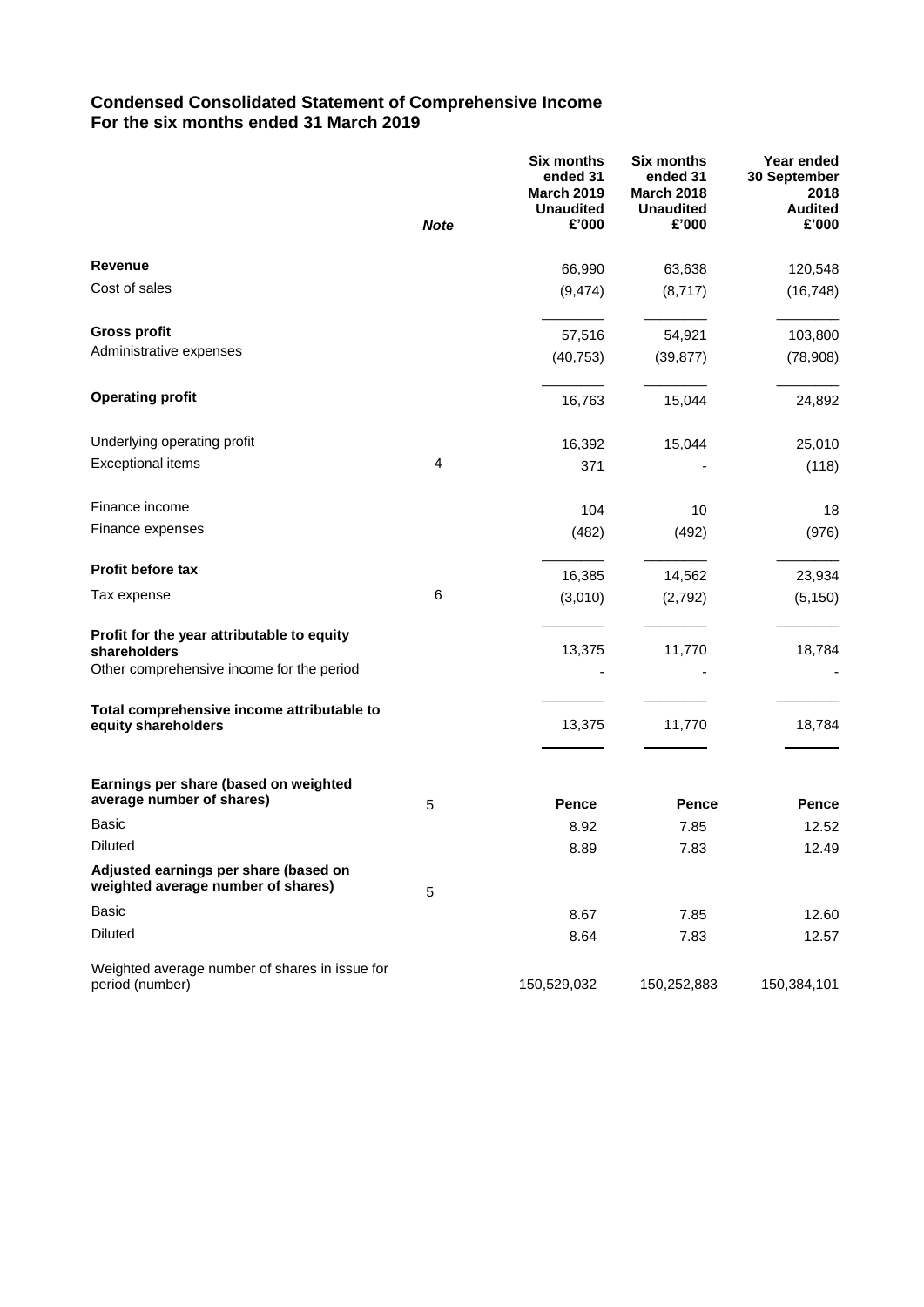## Condensed Consolidated Statement of Comprehensive Income
## For the six months ended 31 March 2019

| | *Note* | Six months ended 31 March 2019 Unaudited £'000 | Six months ended 31 March 2018 Unaudited £'000 | Year ended 30 September 2018 Audited £'000 |
|---|---|---|---|---|
| **Revenue** | | 66,990 | 63,638 | 120,548 |
| Cost of sales | | (9,474) | (8,717) | (16,748) |
| **Gross profit** | | 57,516 | 54,921 | 103,800 |
| Administrative expenses | | (40,753) | (39,877) | (78,908) |
| **Operating profit** | | 16,763 | 15,044 | 24,892 |
| Underlying operating profit | | 16,392 | 15,044 | 25,010 |
| Exceptional items | 4 | 371 | - | (118) |
| Finance income | | 104 | 10 | 18 |
| Finance expenses | | (482) | (492) | (976) |
| **Profit before tax** | | 16,385 | 14,562 | 23,934 |
| Tax expense | 6 | (3,010) | (2,792) | (5,150) |
| **Profit for the year attributable to equity shareholders** | | 13,375 | 11,770 | 18,784 |
| Other comprehensive income for the period | | - | - | - |
| **Total comprehensive income attributable to equity shareholders** | | 13,375 | 11,770 | 18,784 |
| **Earnings per share (based on weighted average number of shares)** | 5 | **Pence** | **Pence** | **Pence** |
| Basic | | 8.92 | 7.85 | 12.52 |
| Diluted | | 8.89 | 7.83 | 12.49 |
| **Adjusted earnings per share (based on weighted average number of shares)** | 5 | | | |
| Basic | | 8.67 | 7.85 | 12.60 |
| Diluted | | 8.64 | 7.83 | 12.57 |
| Weighted average number of shares in issue for period (number) | | 150,529,032 | 150,252,883 | 150,384,101 |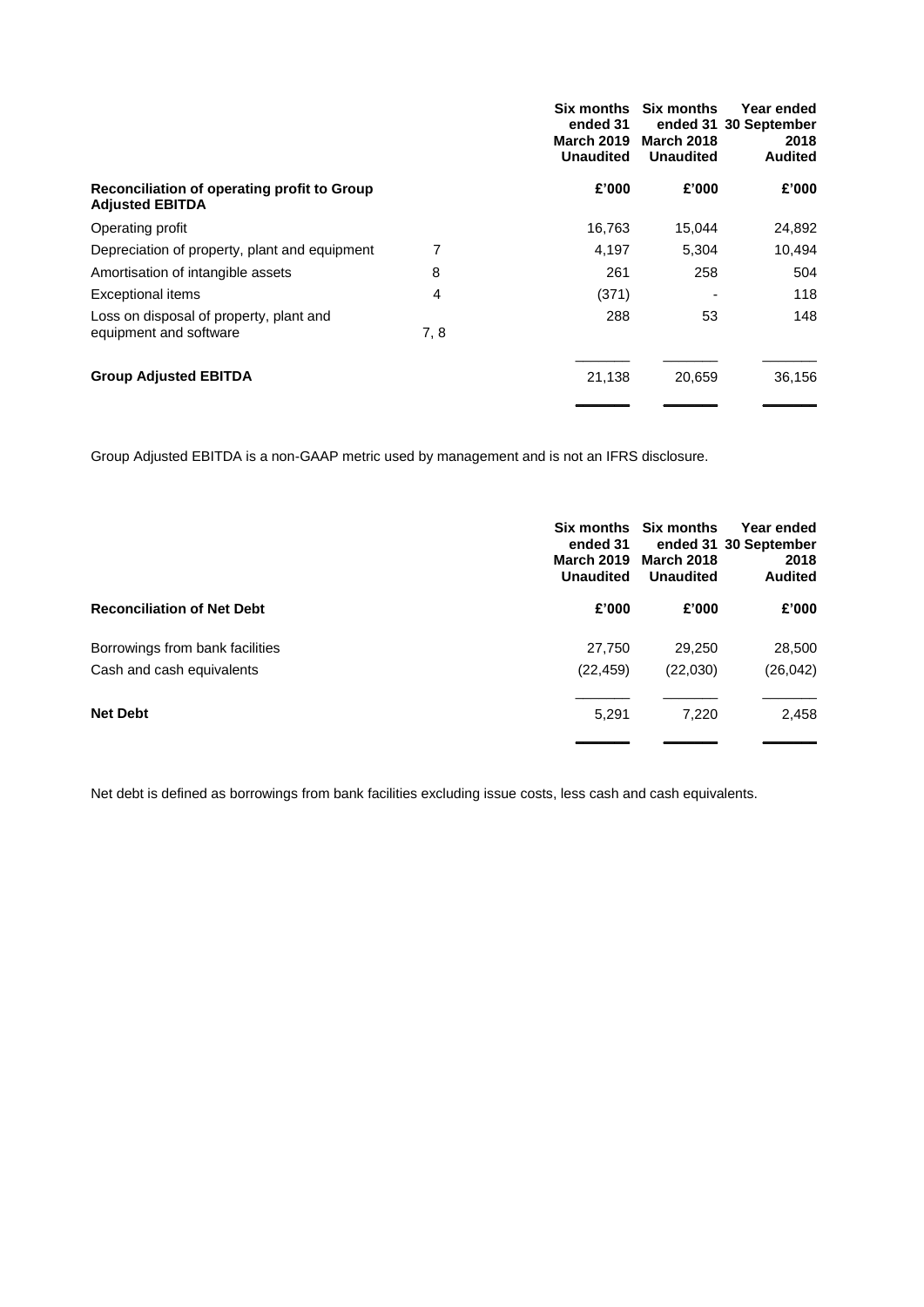| | | Six months ended 31 March 2019 Unaudited | Six months ended 31 March 2018 Unaudited | Year ended 30 September 2018 Audited |
|---|---|---|---|---|
| **Reconciliation of operating profit to Group Adjusted EBITDA** | | **£'000** | **£'000** | **£'000** |
| Operating profit | | 16,763 | 15,044 | 24,892 |
| Depreciation of property, plant and equipment | 7 | 4,197 | 5,304 | 10,494 |
| Amortisation of intangible assets | 8 | 261 | 258 | 504 |
| Exceptional items | 4 | (371) | - | 118 |
| Loss on disposal of property, plant and equipment and software | 7, 8 | 288 | 53 | 148 |
| **Group Adjusted EBITDA** | | 21,138 | 20,659 | 36,156 |

Group Adjusted EBITDA is a non-GAAP metric used by management and is not an IFRS disclosure.

| | Six months ended 31 March 2019 Unaudited | Six months ended 31 March 2018 Unaudited | Year ended 30 September 2018 Audited |
|---|---|---|---|
| **Reconciliation of Net Debt** | **£'000** | **£'000** | **£'000** |
| Borrowings from bank facilities | 27,750 | 29,250 | 28,500 |
| Cash and cash equivalents | (22,459) | (22,030) | (26,042) |
| **Net Debt** | 5,291 | 7,220 | 2,458 |

Net debt is defined as borrowings from bank facilities excluding issue costs, less cash and cash equivalents.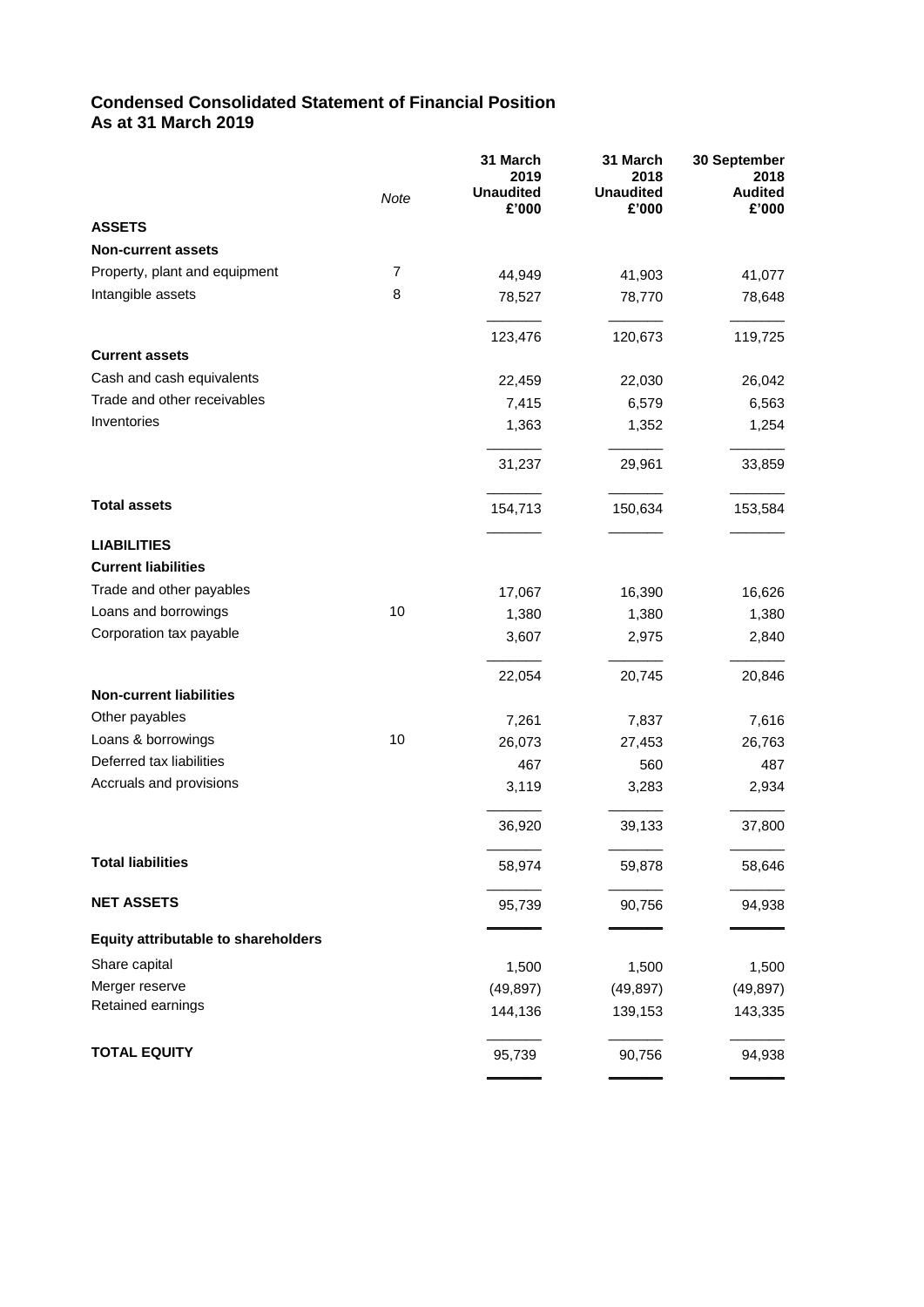## Condensed Consolidated Statement of Financial Position
## As at 31 March 2019

| | *Note* | 31 March 2019 Unaudited £'000 | 31 March 2018 Unaudited £'000 | 30 September 2018 Audited £'000 |
|---|---|---|---|---|
| **ASSETS** | | | | |
| **Non-current assets** | | | | |
| Property, plant and equipment | 7 | 44,949 | 41,903 | 41,077 |
| Intangible assets | 8 | 78,527 | 78,770 | 78,648 |
| | | 123,476 | 120,673 | 119,725 |
| **Current assets** | | | | |
| Cash and cash equivalents | | 22,459 | 22,030 | 26,042 |
| Trade and other receivables | | 7,415 | 6,579 | 6,563 |
| Inventories | | 1,363 | 1,352 | 1,254 |
| | | 31,237 | 29,961 | 33,859 |
| **Total assets** | | 154,713 | 150,634 | 153,584 |
| **LIABILITIES** | | | | |
| **Current liabilities** | | | | |
| Trade and other payables | | 17,067 | 16,390 | 16,626 |
| Loans and borrowings | 10 | 1,380 | 1,380 | 1,380 |
| Corporation tax payable | | 3,607 | 2,975 | 2,840 |
| | | 22,054 | 20,745 | 20,846 |
| **Non-current liabilities** | | | | |
| Other payables | | 7,261 | 7,837 | 7,616 |
| Loans & borrowings | 10 | 26,073 | 27,453 | 26,763 |
| Deferred tax liabilities | | 467 | 560 | 487 |
| Accruals and provisions | | 3,119 | 3,283 | 2,934 |
| | | 36,920 | 39,133 | 37,800 |
| **Total liabilities** | | 58,974 | 59,878 | 58,646 |
| **NET ASSETS** | | 95,739 | 90,756 | 94,938 |
| **Equity attributable to shareholders** | | | | |
| Share capital | | 1,500 | 1,500 | 1,500 |
| Merger reserve | | (49,897) | (49,897) | (49,897) |
| Retained earnings | | 144,136 | 139,153 | 143,335 |
| **TOTAL EQUITY** | | 95,739 | 90,756 | 94,938 |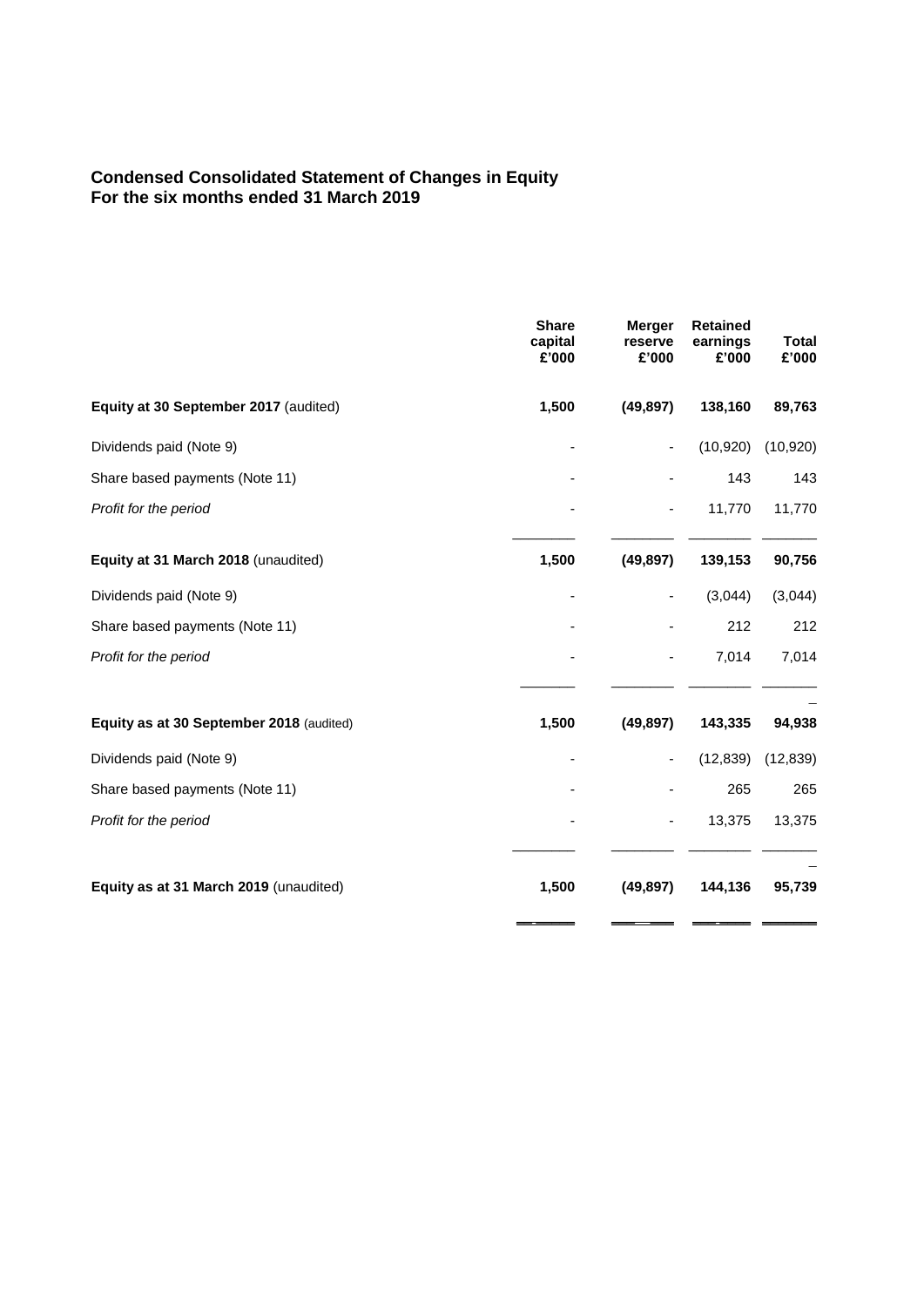## Condensed Consolidated Statement of Changes in Equity
## For the six months ended 31 March 2019

| | Share capital £'000 | Merger reserve £'000 | Retained earnings £'000 | Total £'000 |
|---|---|---|---|---|
| **Equity at 30 September 2017** (audited) | **1,500** | **(49,897)** | **138,160** | **89,763** |
| Dividends paid (Note 9) | - | - | (10,920) | (10,920) |
| Share based payments (Note 11) | - | - | 143 | 143 |
| *Profit for the period* | - | - | 11,770 | 11,770 |
| **Equity at 31 March 2018** (unaudited) | **1,500** | **(49,897)** | **139,153** | **90,756** |
| Dividends paid (Note 9) | - | - | (3,044) | (3,044) |
| Share based payments (Note 11) | - | - | 212 | 212 |
| *Profit for the period* | - | - | 7,014 | 7,014 |
| **Equity as at 30 September 2018** (audited) | **1,500** | **(49,897)** | **143,335** | **94,938** |
| Dividends paid (Note 9) | - | - | (12,839) | (12,839) |
| Share based payments (Note 11) | - | - | 265 | 265 |
| *Profit for the period* | - | - | 13,375 | 13,375 |
| **Equity as at 31 March 2019** (unaudited) | **1,500** | **(49,897)** | **144,136** | **95,739** |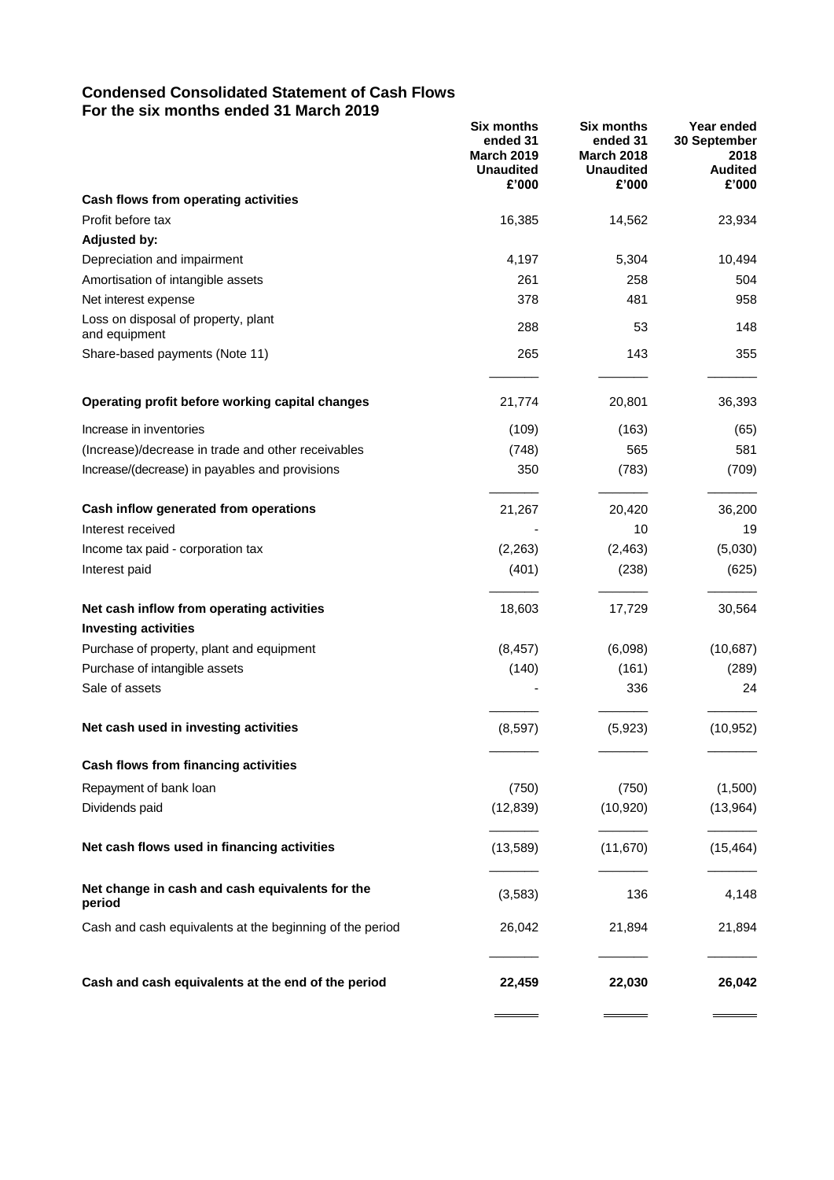## Condensed Consolidated Statement of Cash Flows
## For the six months ended 31 March 2019

| | Six months ended 31 March 2019 Unaudited £'000 | Six months ended 31 March 2018 Unaudited £'000 | Year ended 30 September 2018 Audited £'000 |
|---|---|---|---|
| **Cash flows from operating activities** | | | |
| Profit before tax | 16,385 | 14,562 | 23,934 |
| **Adjusted by:** | | | |
| Depreciation and impairment | 4,197 | 5,304 | 10,494 |
| Amortisation of intangible assets | 261 | 258 | 504 |
| Net interest expense | 378 | 481 | 958 |
| Loss on disposal of property, plant and equipment | 288 | 53 | 148 |
| Share-based payments (Note 11) | 265 | 143 | 355 |
| **Operating profit before working capital changes** | 21,774 | 20,801 | 36,393 |
| Increase in inventories | (109) | (163) | (65) |
| (Increase)/decrease in trade and other receivables | (748) | 565 | 581 |
| Increase/(decrease) in payables and provisions | 350 | (783) | (709) |
| **Cash inflow generated from operations** | 21,267 | 20,420 | 36,200 |
| Interest received | - | 10 | 19 |
| Income tax paid - corporation tax | (2,263) | (2,463) | (5,030) |
| Interest paid | (401) | (238) | (625) |
| **Net cash inflow from operating activities** | 18,603 | 17,729 | 30,564 |
| **Investing activities** | | | |
| Purchase of property, plant and equipment | (8,457) | (6,098) | (10,687) |
| Purchase of intangible assets | (140) | (161) | (289) |
| Sale of assets | - | 336 | 24 |
| **Net cash used in investing activities** | (8,597) | (5,923) | (10,952) |
| **Cash flows from financing activities** | | | |
| Repayment of bank loan | (750) | (750) | (1,500) |
| Dividends paid | (12,839) | (10,920) | (13,964) |
| **Net cash flows used in financing activities** | (13,589) | (11,670) | (15,464) |
| **Net change in cash and cash equivalents for the period** | (3,583) | 136 | 4,148 |
| Cash and cash equivalents at the beginning of the period | 26,042 | 21,894 | 21,894 |
| **Cash and cash equivalents at the end of the period** | **22,459** | **22,030** | **26,042** |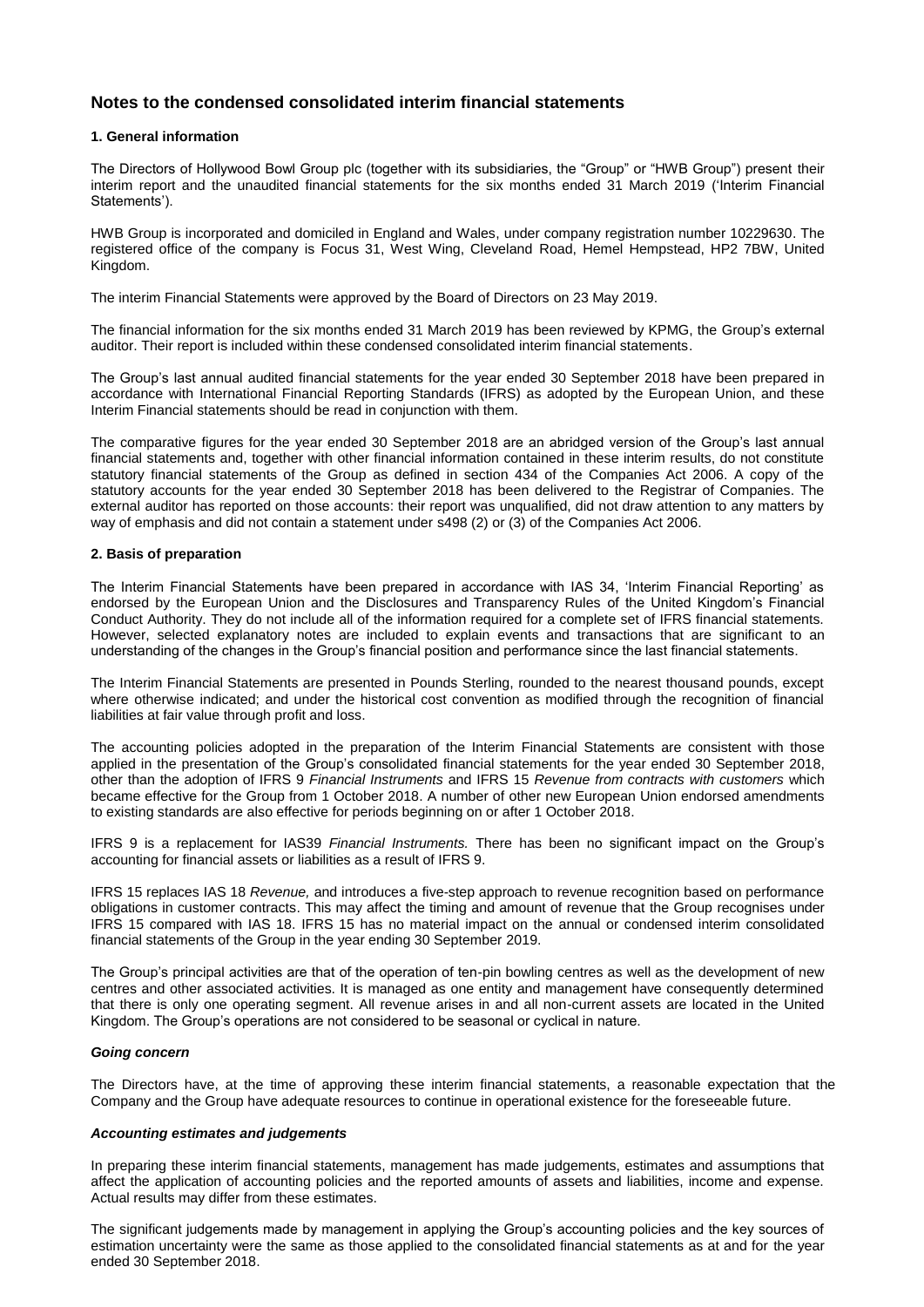# Notes to the condensed consolidated interim financial statements

## 1. General information

The Directors of Hollywood Bowl Group plc (together with its subsidiaries, the "Group" or "HWB Group") present their interim report and the unaudited financial statements for the six months ended 31 March 2019 ('Interim Financial Statements').

HWB Group is incorporated and domiciled in England and Wales, under company registration number 10229630. The registered office of the company is Focus 31, West Wing, Cleveland Road, Hemel Hempstead, HP2 7BW, United Kingdom.

The interim Financial Statements were approved by the Board of Directors on 23 May 2019.

The financial information for the six months ended 31 March 2019 has been reviewed by KPMG, the Group's external auditor. Their report is included within these condensed consolidated interim financial statements.

The Group's last annual audited financial statements for the year ended 30 September 2018 have been prepared in accordance with International Financial Reporting Standards (IFRS) as adopted by the European Union, and these Interim Financial statements should be read in conjunction with them.

The comparative figures for the year ended 30 September 2018 are an abridged version of the Group's last annual financial statements and, together with other financial information contained in these interim results, do not constitute statutory financial statements of the Group as defined in section 434 of the Companies Act 2006. A copy of the statutory accounts for the year ended 30 September 2018 has been delivered to the Registrar of Companies. The external auditor has reported on those accounts: their report was unqualified, did not draw attention to any matters by way of emphasis and did not contain a statement under s498 (2) or (3) of the Companies Act 2006.

## 2. Basis of preparation

The Interim Financial Statements have been prepared in accordance with IAS 34, 'Interim Financial Reporting' as endorsed by the European Union and the Disclosures and Transparency Rules of the United Kingdom's Financial Conduct Authority. They do not include all of the information required for a complete set of IFRS financial statements. However, selected explanatory notes are included to explain events and transactions that are significant to an understanding of the changes in the Group's financial position and performance since the last financial statements.

The Interim Financial Statements are presented in Pounds Sterling, rounded to the nearest thousand pounds, except where otherwise indicated; and under the historical cost convention as modified through the recognition of financial liabilities at fair value through profit and loss.

The accounting policies adopted in the preparation of the Interim Financial Statements are consistent with those applied in the presentation of the Group's consolidated financial statements for the year ended 30 September 2018, other than the adoption of IFRS 9 *Financial Instruments* and IFRS 15 *Revenue from contracts with customers* which became effective for the Group from 1 October 2018. A number of other new European Union endorsed amendments to existing standards are also effective for periods beginning on or after 1 October 2018.

IFRS 9 is a replacement for IAS39 *Financial Instruments.* There has been no significant impact on the Group's accounting for financial assets or liabilities as a result of IFRS 9.

IFRS 15 replaces IAS 18 *Revenue,* and introduces a five-step approach to revenue recognition based on performance obligations in customer contracts. This may affect the timing and amount of revenue that the Group recognises under IFRS 15 compared with IAS 18. IFRS 15 has no material impact on the annual or condensed interim consolidated financial statements of the Group in the year ending 30 September 2019.

The Group's principal activities are that of the operation of ten-pin bowling centres as well as the development of new centres and other associated activities. It is managed as one entity and management have consequently determined that there is only one operating segment. All revenue arises in and all non-current assets are located in the United Kingdom. The Group's operations are not considered to be seasonal or cyclical in nature.

### *Going concern*

The Directors have, at the time of approving these interim financial statements, a reasonable expectation that the Company and the Group have adequate resources to continue in operational existence for the foreseeable future.

### *Accounting estimates and judgements*

In preparing these interim financial statements, management has made judgements, estimates and assumptions that affect the application of accounting policies and the reported amounts of assets and liabilities, income and expense. Actual results may differ from these estimates.

The significant judgements made by management in applying the Group's accounting policies and the key sources of estimation uncertainty were the same as those applied to the consolidated financial statements as at and for the year ended 30 September 2018.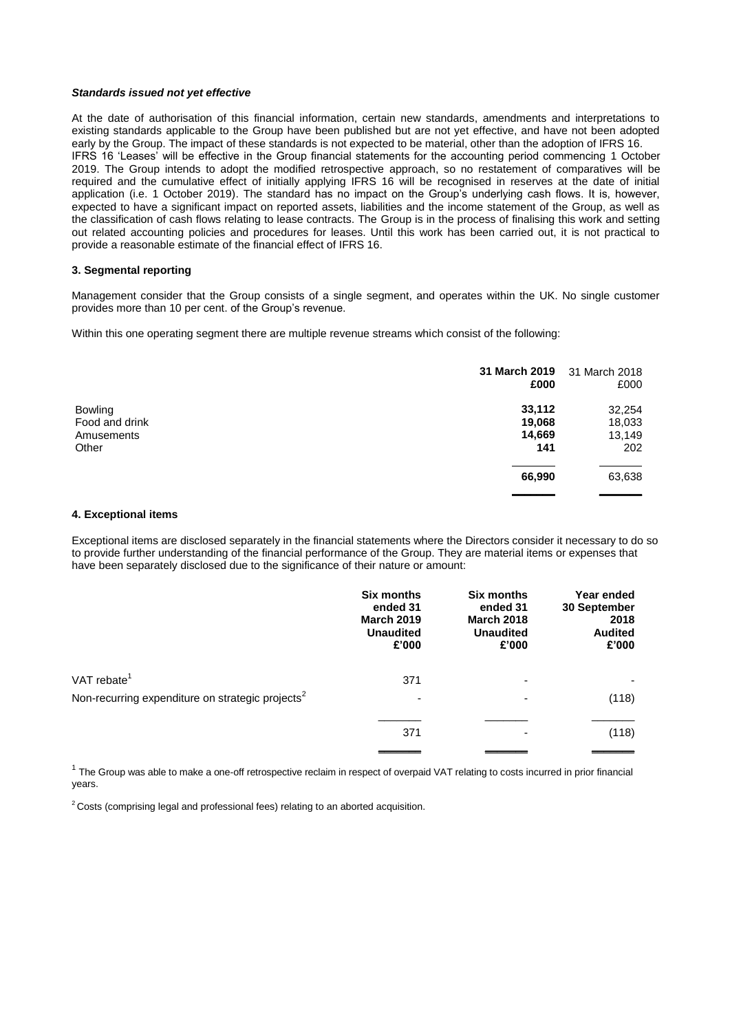***Standards issued not yet effective***

At the date of authorisation of this financial information, certain new standards, amendments and interpretations to existing standards applicable to the Group have been published but are not yet effective, and have not been adopted early by the Group. The impact of these standards is not expected to be material, other than the adoption of IFRS 16.
IFRS 16 'Leases' will be effective in the Group financial statements for the accounting period commencing 1 October 2019. The Group intends to adopt the modified retrospective approach, so no restatement of comparatives will be required and the cumulative effect of initially applying IFRS 16 will be recognised in reserves at the date of initial application (i.e. 1 October 2019). The standard has no impact on the Group's underlying cash flows. It is, however, expected to have a significant impact on reported assets, liabilities and the income statement of the Group, as well as the classification of cash flows relating to lease contracts. The Group is in the process of finalising this work and setting out related accounting policies and procedures for leases. Until this work has been carried out, it is not practical to provide a reasonable estimate of the financial effect of IFRS 16.

**3. Segmental reporting**

Management consider that the Group consists of a single segment, and operates within the UK. No single customer provides more than 10 per cent. of the Group's revenue.

Within this one operating segment there are multiple revenue streams which consist of the following:

| | **31 March 2019 £000** | 31 March 2018 £000 |
|---|---|---|
| Bowling | **33,112** | 32,254 |
| Food and drink | **19,068** | 18,033 |
| Amusements | **14,669** | 13,149 |
| Other | **141** | 202 |
| | **66,990** | 63,638 |

**4. Exceptional items**

Exceptional items are disclosed separately in the financial statements where the Directors consider it necessary to do so to provide further understanding of the financial performance of the Group. They are material items or expenses that have been separately disclosed due to the significance of their nature or amount:

| | **Six months ended 31 March 2019 Unaudited £'000** | **Six months ended 31 March 2018 Unaudited £'000** | **Year ended 30 September 2018 Audited £'000** |
|---|---|---|---|
| VAT rebate[1] | 371 | - | - |
| Non-recurring expenditure on strategic projects[2] | - | - | (118) |
| | 371 | - | (118) |

[1] The Group was able to make a one-off retrospective reclaim in respect of overpaid VAT relating to costs incurred in prior financial years.

[2] Costs (comprising legal and professional fees) relating to an aborted acquisition.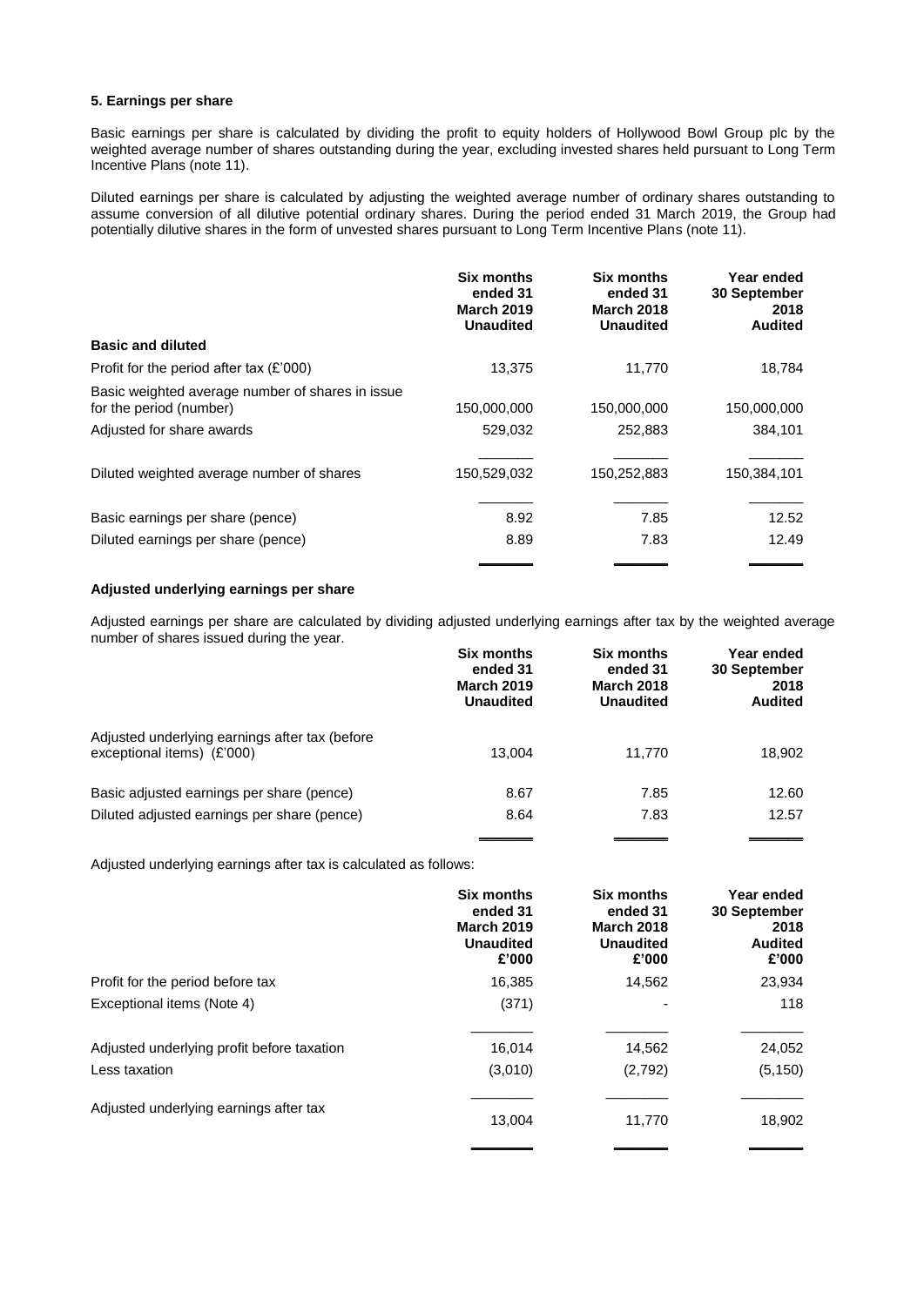**5. Earnings per share**

Basic earnings per share is calculated by dividing the profit to equity holders of Hollywood Bowl Group plc by the weighted average number of shares outstanding during the year, excluding invested shares held pursuant to Long Term Incentive Plans (note 11).

Diluted earnings per share is calculated by adjusting the weighted average number of ordinary shares outstanding to assume conversion of all dilutive potential ordinary shares. During the period ended 31 March 2019, the Group had potentially dilutive shares in the form of unvested shares pursuant to Long Term Incentive Plans (note 11).

| | Six months ended 31 March 2019 Unaudited | Six months ended 31 March 2018 Unaudited | Year ended 30 September 2018 Audited |
|---|---|---|---|
| **Basic and diluted** | | | |
| Profit for the period after tax (£'000) | 13,375 | 11,770 | 18,784 |
| Basic weighted average number of shares in issue for the period (number) | 150,000,000 | 150,000,000 | 150,000,000 |
| Adjusted for share awards | 529,032 | 252,883 | 384,101 |
| Diluted weighted average number of shares | 150,529,032 | 150,252,883 | 150,384,101 |
| Basic earnings per share (pence) | 8.92 | 7.85 | 12.52 |
| Diluted earnings per share (pence) | 8.89 | 7.83 | 12.49 |

**Adjusted underlying earnings per share**

Adjusted earnings per share are calculated by dividing adjusted underlying earnings after tax by the weighted average number of shares issued during the year.

| | Six months ended 31 March 2019 Unaudited | Six months ended 31 March 2018 Unaudited | Year ended 30 September 2018 Audited |
|---|---|---|---|
| Adjusted underlying earnings after tax (before exceptional items) (£'000) | 13,004 | 11,770 | 18,902 |
| Basic adjusted earnings per share (pence) | 8.67 | 7.85 | 12.60 |
| Diluted adjusted earnings per share (pence) | 8.64 | 7.83 | 12.57 |

Adjusted underlying earnings after tax is calculated as follows:

| | Six months ended 31 March 2019 Unaudited £'000 | Six months ended 31 March 2018 Unaudited £'000 | Year ended 30 September 2018 Audited £'000 |
|---|---|---|---|
| Profit for the period before tax | 16,385 | 14,562 | 23,934 |
| Exceptional items (Note 4) | (371) | - | 118 |
| Adjusted underlying profit before taxation | 16,014 | 14,562 | 24,052 |
| Less taxation | (3,010) | (2,792) | (5,150) |
| Adjusted underlying earnings after tax | 13,004 | 11,770 | 18,902 |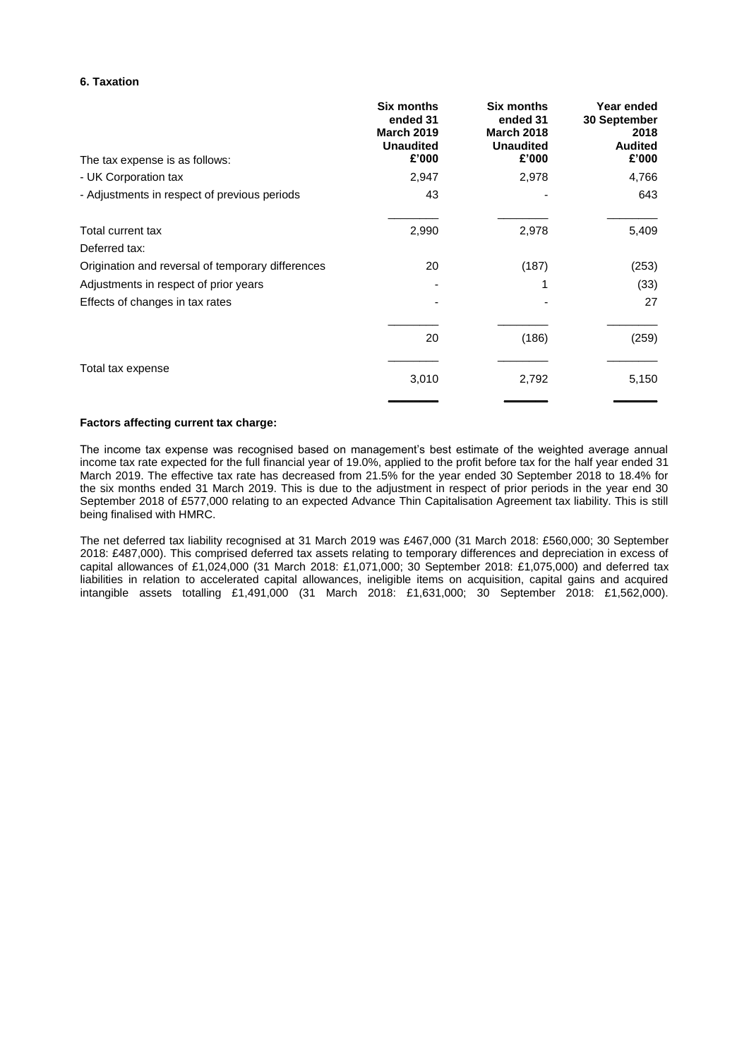### 6. Taxation

| The tax expense is as follows: | Six months ended 31 March 2019 Unaudited £'000 | Six months ended 31 March 2018 Unaudited £'000 | Year ended 30 September 2018 Audited £'000 |
|---|---|---|---|
| - UK Corporation tax | 2,947 | 2,978 | 4,766 |
| - Adjustments in respect of previous periods | 43 | - | 643 |
| Total current tax | 2,990 | 2,978 | 5,409 |
| Deferred tax: | | | |
| Origination and reversal of temporary differences | 20 | (187) | (253) |
| Adjustments in respect of prior years | - | 1 | (33) |
| Effects of changes in tax rates | - | - | 27 |
| | 20 | (186) | (259) |
| Total tax expense | 3,010 | 2,792 | 5,150 |

**Factors affecting current tax charge:**

The income tax expense was recognised based on management's best estimate of the weighted average annual income tax rate expected for the full financial year of 19.0%, applied to the profit before tax for the half year ended 31 March 2019. The effective tax rate has decreased from 21.5% for the year ended 30 September 2018 to 18.4% for the six months ended 31 March 2019. This is due to the adjustment in respect of prior periods in the year end 30 September 2018 of £577,000 relating to an expected Advance Thin Capitalisation Agreement tax liability. This is still being finalised with HMRC.

The net deferred tax liability recognised at 31 March 2019 was £467,000 (31 March 2018: £560,000; 30 September 2018: £487,000). This comprised deferred tax assets relating to temporary differences and depreciation in excess of capital allowances of £1,024,000 (31 March 2018: £1,071,000; 30 September 2018: £1,075,000) and deferred tax liabilities in relation to accelerated capital allowances, ineligible items on acquisition, capital gains and acquired intangible assets totalling £1,491,000 (31 March 2018: £1,631,000; 30 September 2018: £1,562,000).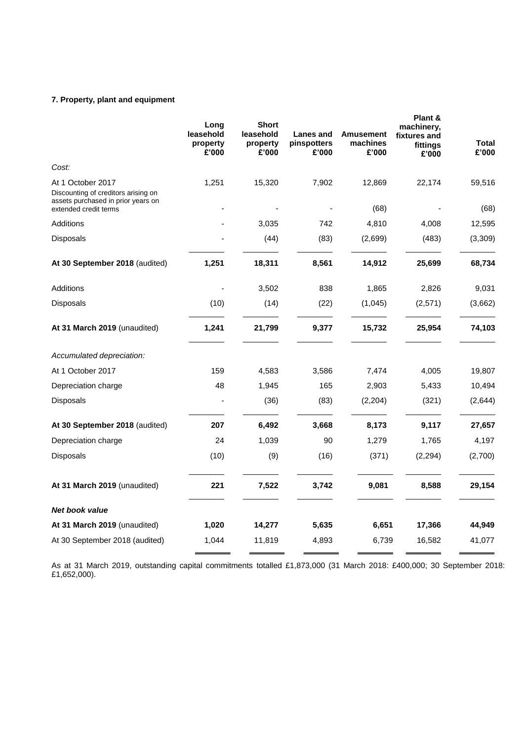### 7. Property, plant and equipment

| | Long leasehold property £'000 | Short leasehold property £'000 | Lanes and pinspotters £'000 | Amusement machines £'000 | Plant & machinery, fixtures and fittings £'000 | Total £'000 |
|---|---|---|---|---|---|---|
| *Cost:* | | | | | | |
| At 1 October 2017 | 1,251 | 15,320 | 7,902 | 12,869 | 22,174 | 59,516 |
| Discounting of creditors arising on assets purchased in prior years on extended credit terms | - | - | - | (68) | - | (68) |
| Additions | - | 3,035 | 742 | 4,810 | 4,008 | 12,595 |
| Disposals | - | (44) | (83) | (2,699) | (483) | (3,309) |
| **At 30 September 2018** (audited) | **1,251** | **18,311** | **8,561** | **14,912** | **25,699** | **68,734** |
| Additions | - | 3,502 | 838 | 1,865 | 2,826 | 9,031 |
| Disposals | (10) | (14) | (22) | (1,045) | (2,571) | (3,662) |
| **At 31 March 2019** (unaudited) | **1,241** | **21,799** | **9,377** | **15,732** | **25,954** | **74,103** |
| *Accumulated depreciation:* | | | | | | |
| At 1 October 2017 | 159 | 4,583 | 3,586 | 7,474 | 4,005 | 19,807 |
| Depreciation charge | 48 | 1,945 | 165 | 2,903 | 5,433 | 10,494 |
| Disposals | - | (36) | (83) | (2,204) | (321) | (2,644) |
| **At 30 September 2018** (audited) | **207** | **6,492** | **3,668** | **8,173** | **9,117** | **27,657** |
| Depreciation charge | 24 | 1,039 | 90 | 1,279 | 1,765 | 4,197 |
| Disposals | (10) | (9) | (16) | (371) | (2,294) | (2,700) |
| **At 31 March 2019** (unaudited) | **221** | **7,522** | **3,742** | **9,081** | **8,588** | **29,154** |
| ***Net book value*** | | | | | | |
| **At 31 March 2019** (unaudited) | **1,020** | **14,277** | **5,635** | **6,651** | **17,366** | **44,949** |
| At 30 September 2018 (audited) | 1,044 | 11,819 | 4,893 | 6,739 | 16,582 | 41,077 |

As at 31 March 2019, outstanding capital commitments totalled £1,873,000 (31 March 2018: £400,000; 30 September 2018: £1,652,000).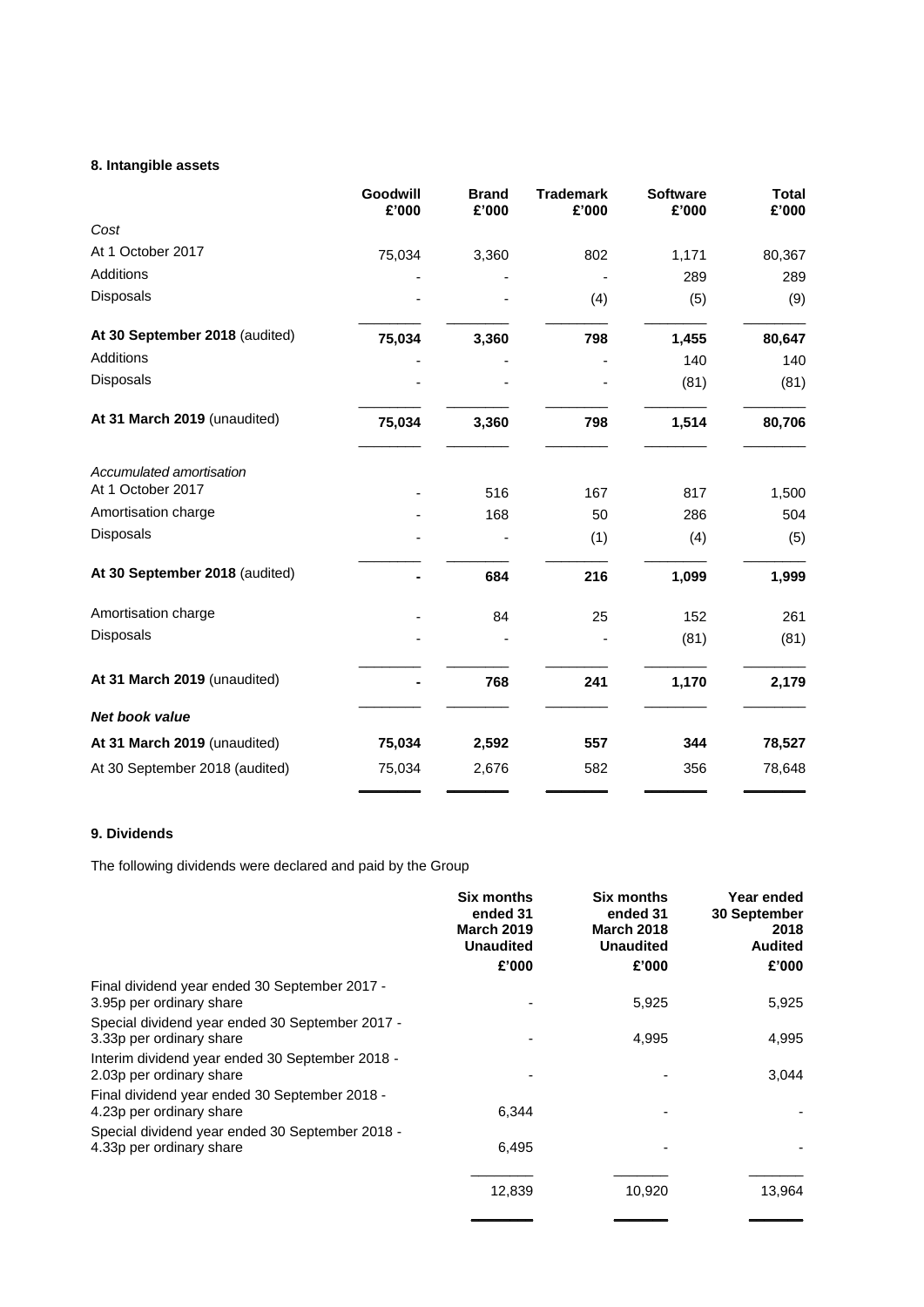#### 8. Intangible assets

| | Goodwill £'000 | Brand £'000 | Trademark £'000 | Software £'000 | Total £'000 |
|---|---|---|---|---|---|
| *Cost* | | | | | |
| At 1 October 2017 | 75,034 | 3,360 | 802 | 1,171 | 80,367 |
| Additions | - | - | - | 289 | 289 |
| Disposals | - | - | (4) | (5) | (9) |
| **At 30 September 2018** (audited) | **75,034** | **3,360** | **798** | **1,455** | **80,647** |
| Additions | - | - | - | 140 | 140 |
| Disposals | - | - | - | (81) | (81) |
| **At 31 March 2019** (unaudited) | **75,034** | **3,360** | **798** | **1,514** | **80,706** |
| *Accumulated amortisation* | | | | | |
| At 1 October 2017 | - | 516 | 167 | 817 | 1,500 |
| Amortisation charge | - | 168 | 50 | 286 | 504 |
| Disposals | - | - | (1) | (4) | (5) |
| **At 30 September 2018** (audited) | **-** | **684** | **216** | **1,099** | **1,999** |
| Amortisation charge | - | 84 | 25 | 152 | 261 |
| Disposals | - | - | - | (81) | (81) |
| **At 31 March 2019** (unaudited) | **-** | **768** | **241** | **1,170** | **2,179** |
| ***Net book value*** | | | | | |
| **At 31 March 2019** (unaudited) | **75,034** | **2,592** | **557** | **344** | **78,527** |
| At 30 September 2018 (audited) | 75,034 | 2,676 | 582 | 356 | 78,648 |

#### 9. Dividends

The following dividends were declared and paid by the Group

| | Six months ended 31 March 2019 Unaudited £'000 | Six months ended 31 March 2018 Unaudited £'000 | Year ended 30 September 2018 Audited £'000 |
|---|---|---|---|
| Final dividend year ended 30 September 2017 - 3.95p per ordinary share | - | 5,925 | 5,925 |
| Special dividend year ended 30 September 2017 - 3.33p per ordinary share | - | 4,995 | 4,995 |
| Interim dividend year ended 30 September 2018 - 2.03p per ordinary share | - | - | 3,044 |
| Final dividend year ended 30 September 2018 - 4.23p per ordinary share | 6,344 | - | - |
| Special dividend year ended 30 September 2018 - 4.33p per ordinary share | 6,495 | - | - |
| | 12,839 | 10,920 | 13,964 |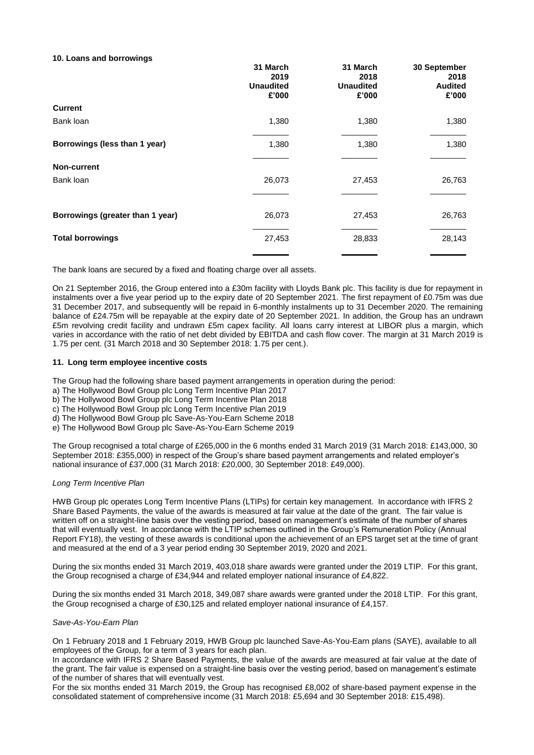**10. Loans and borrowings**

| | 31 March 2019 Unaudited £'000 | 31 March 2018 Unaudited £'000 | 30 September 2018 Audited £'000 |
|---|---|---|---|
| **Current** | | | |
| Bank loan | 1,380 | 1,380 | 1,380 |
| **Borrowings (less than 1 year)** | 1,380 | 1,380 | 1,380 |
| **Non-current** | | | |
| Bank loan | 26,073 | 27,453 | 26,763 |
| **Borrowings (greater than 1 year)** | 26,073 | 27,453 | 26,763 |
| **Total borrowings** | 27,453 | 28,833 | 28,143 |

The bank loans are secured by a fixed and floating charge over all assets.

On 21 September 2016, the Group entered into a £30m facility with Lloyds Bank plc. This facility is due for repayment in instalments over a five year period up to the expiry date of 20 September 2021. The first repayment of £0.75m was due 31 December 2017, and subsequently will be repaid in 6-monthly instalments up to 31 December 2020. The remaining balance of £24.75m will be repayable at the expiry date of 20 September 2021. In addition, the Group has an undrawn £5m revolving credit facility and undrawn £5m capex facility. All loans carry interest at LIBOR plus a margin, which varies in accordance with the ratio of net debt divided by EBITDA and cash flow cover. The margin at 31 March 2019 is 1.75 per cent. (31 March 2018 and 30 September 2018: 1.75 per cent.).

**11. Long term employee incentive costs**

The Group had the following share based payment arrangements in operation during the period:

a) The Hollywood Bowl Group plc Long Term Incentive Plan 2017
b) The Hollywood Bowl Group plc Long Term Incentive Plan 2018
c) The Hollywood Bowl Group plc Long Term Incentive Plan 2019
d) The Hollywood Bowl Group plc Save-As-You-Earn Scheme 2018
e) The Hollywood Bowl Group plc Save-As-You-Earn Scheme 2019

The Group recognised a total charge of £265,000 in the 6 months ended 31 March 2019 (31 March 2018: £143,000, 30 September 2018: £355,000) in respect of the Group's share based payment arrangements and related employer's national insurance of £37,000 (31 March 2018: £20,000, 30 September 2018: £49,000).

*Long Term Incentive Plan*

HWB Group plc operates Long Term Incentive Plans (LTIPs) for certain key management. In accordance with IFRS 2 Share Based Payments, the value of the awards is measured at fair value at the date of the grant. The fair value is written off on a straight-line basis over the vesting period, based on management's estimate of the number of shares that will eventually vest. In accordance with the LTIP schemes outlined in the Group's Remuneration Policy (Annual Report FY18), the vesting of these awards is conditional upon the achievement of an EPS target set at the time of grant and measured at the end of a 3 year period ending 30 September 2019, 2020 and 2021.

During the six months ended 31 March 2019, 403,018 share awards were granted under the 2019 LTIP. For this grant, the Group recognised a charge of £34,944 and related employer national insurance of £4,822.

During the six months ended 31 March 2018, 349,087 share awards were granted under the 2018 LTIP. For this grant, the Group recognised a charge of £30,125 and related employer national insurance of £4,157.

*Save-As-You-Earn Plan*

On 1 February 2018 and 1 February 2019, HWB Group plc launched Save-As-You-Earn plans (SAYE), available to all employees of the Group, for a term of 3 years for each plan.

In accordance with IFRS 2 Share Based Payments, the value of the awards are measured at fair value at the date of the grant. The fair value is expensed on a straight-line basis over the vesting period, based on management's estimate of the number of shares that will eventually vest.

For the six months ended 31 March 2019, the Group has recognised £8,002 of share-based payment expense in the consolidated statement of comprehensive income (31 March 2018: £5,694 and 30 September 2018: £15,498).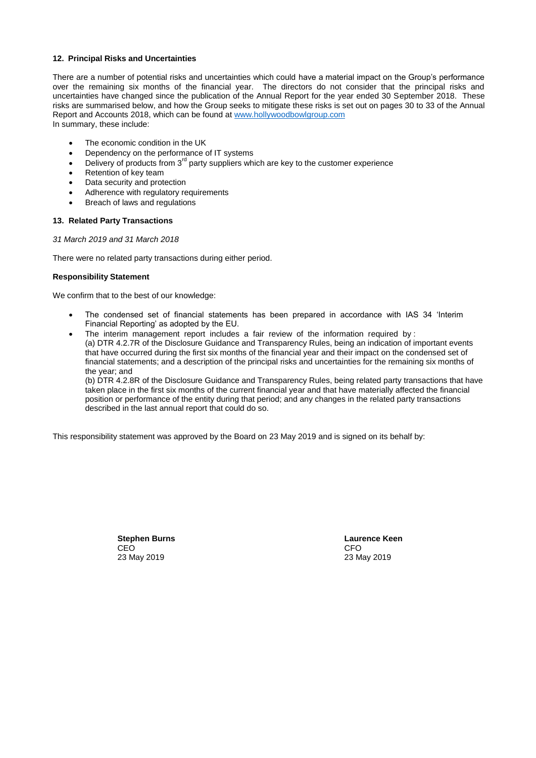### 12. Principal Risks and Uncertainties

There are a number of potential risks and uncertainties which could have a material impact on the Group's performance over the remaining six months of the financial year. The directors do not consider that the principal risks and uncertainties have changed since the publication of the Annual Report for the year ended 30 September 2018. These risks are summarised below, and how the Group seeks to mitigate these risks is set out on pages 30 to 33 of the Annual Report and Accounts 2018, which can be found at [www.hollywoodbowlgroup.com](http://www.hollywoodbowlgroup.com)
In summary, these include:

- The economic condition in the UK
- Dependency on the performance of IT systems
- Delivery of products from 3rd party suppliers which are key to the customer experience
- Retention of key team
- Data security and protection
- Adherence with regulatory requirements
- Breach of laws and regulations

### 13. Related Party Transactions

*31 March 2019 and 31 March 2018*

There were no related party transactions during either period.

**Responsibility Statement**

We confirm that to the best of our knowledge:

- The condensed set of financial statements has been prepared in accordance with IAS 34 'Interim Financial Reporting' as adopted by the EU.
- The interim management report includes a fair review of the information required by:
  (a) DTR 4.2.7R of the Disclosure Guidance and Transparency Rules, being an indication of important events that have occurred during the first six months of the financial year and their impact on the condensed set of financial statements; and a description of the principal risks and uncertainties for the remaining six months of the year; and
  (b) DTR 4.2.8R of the Disclosure Guidance and Transparency Rules, being related party transactions that have taken place in the first six months of the current financial year and that have materially affected the financial position or performance of the entity during that period; and any changes in the related party transactions described in the last annual report that could do so.

This responsibility statement was approved by the Board on 23 May 2019 and is signed on its behalf by:

**Stephen Burns**
CEO
23 May 2019

**Laurence Keen**
CFO
23 May 2019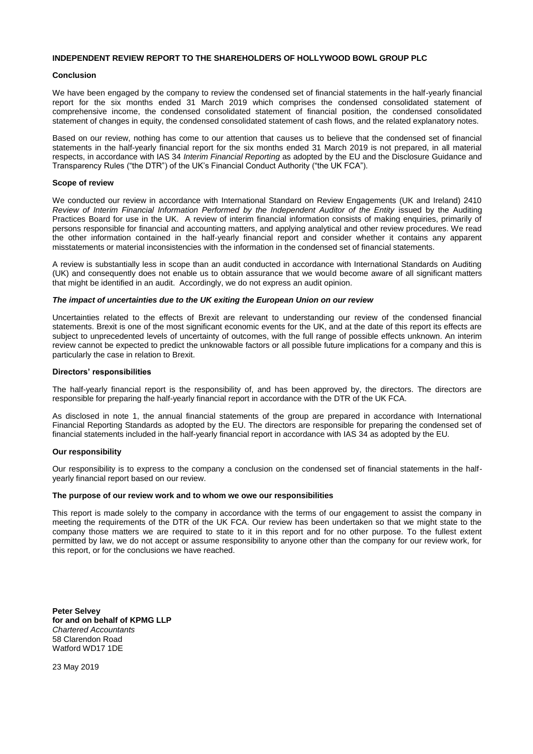## INDEPENDENT REVIEW REPORT TO THE SHAREHOLDERS OF HOLLYWOOD BOWL GROUP PLC

### Conclusion

We have been engaged by the company to review the condensed set of financial statements in the half-yearly financial report for the six months ended 31 March 2019 which comprises the condensed consolidated statement of comprehensive income, the condensed consolidated statement of financial position, the condensed consolidated statement of changes in equity, the condensed consolidated statement of cash flows, and the related explanatory notes.

Based on our review, nothing has come to our attention that causes us to believe that the condensed set of financial statements in the half-yearly financial report for the six months ended 31 March 2019 is not prepared, in all material respects, in accordance with IAS 34 *Interim Financial Reporting* as adopted by the EU and the Disclosure Guidance and Transparency Rules ("the DTR") of the UK's Financial Conduct Authority ("the UK FCA").

### Scope of review

We conducted our review in accordance with International Standard on Review Engagements (UK and Ireland) 2410 *Review of Interim Financial Information Performed by the Independent Auditor of the Entity* issued by the Auditing Practices Board for use in the UK. A review of interim financial information consists of making enquiries, primarily of persons responsible for financial and accounting matters, and applying analytical and other review procedures. We read the other information contained in the half-yearly financial report and consider whether it contains any apparent misstatements or material inconsistencies with the information in the condensed set of financial statements.

A review is substantially less in scope than an audit conducted in accordance with International Standards on Auditing (UK) and consequently does not enable us to obtain assurance that we would become aware of all significant matters that might be identified in an audit. Accordingly, we do not express an audit opinion.

### *The impact of uncertainties due to the UK exiting the European Union on our review*

Uncertainties related to the effects of Brexit are relevant to understanding our review of the condensed financial statements. Brexit is one of the most significant economic events for the UK, and at the date of this report its effects are subject to unprecedented levels of uncertainty of outcomes, with the full range of possible effects unknown. An interim review cannot be expected to predict the unknowable factors or all possible future implications for a company and this is particularly the case in relation to Brexit.

### Directors' responsibilities

The half-yearly financial report is the responsibility of, and has been approved by, the directors. The directors are responsible for preparing the half-yearly financial report in accordance with the DTR of the UK FCA.

As disclosed in note 1, the annual financial statements of the group are prepared in accordance with International Financial Reporting Standards as adopted by the EU. The directors are responsible for preparing the condensed set of financial statements included in the half-yearly financial report in accordance with IAS 34 as adopted by the EU.

### Our responsibility

Our responsibility is to express to the company a conclusion on the condensed set of financial statements in the half-yearly financial report based on our review.

### The purpose of our review work and to whom we owe our responsibilities

This report is made solely to the company in accordance with the terms of our engagement to assist the company in meeting the requirements of the DTR of the UK FCA. Our review has been undertaken so that we might state to the company those matters we are required to state to it in this report and for no other purpose. To the fullest extent permitted by law, we do not accept or assume responsibility to anyone other than the company for our review work, for this report, or for the conclusions we have reached.

**Peter Selvey**
**for and on behalf of KPMG LLP**
*Chartered Accountants*
58 Clarendon Road
Watford WD17 1DE

23 May 2019